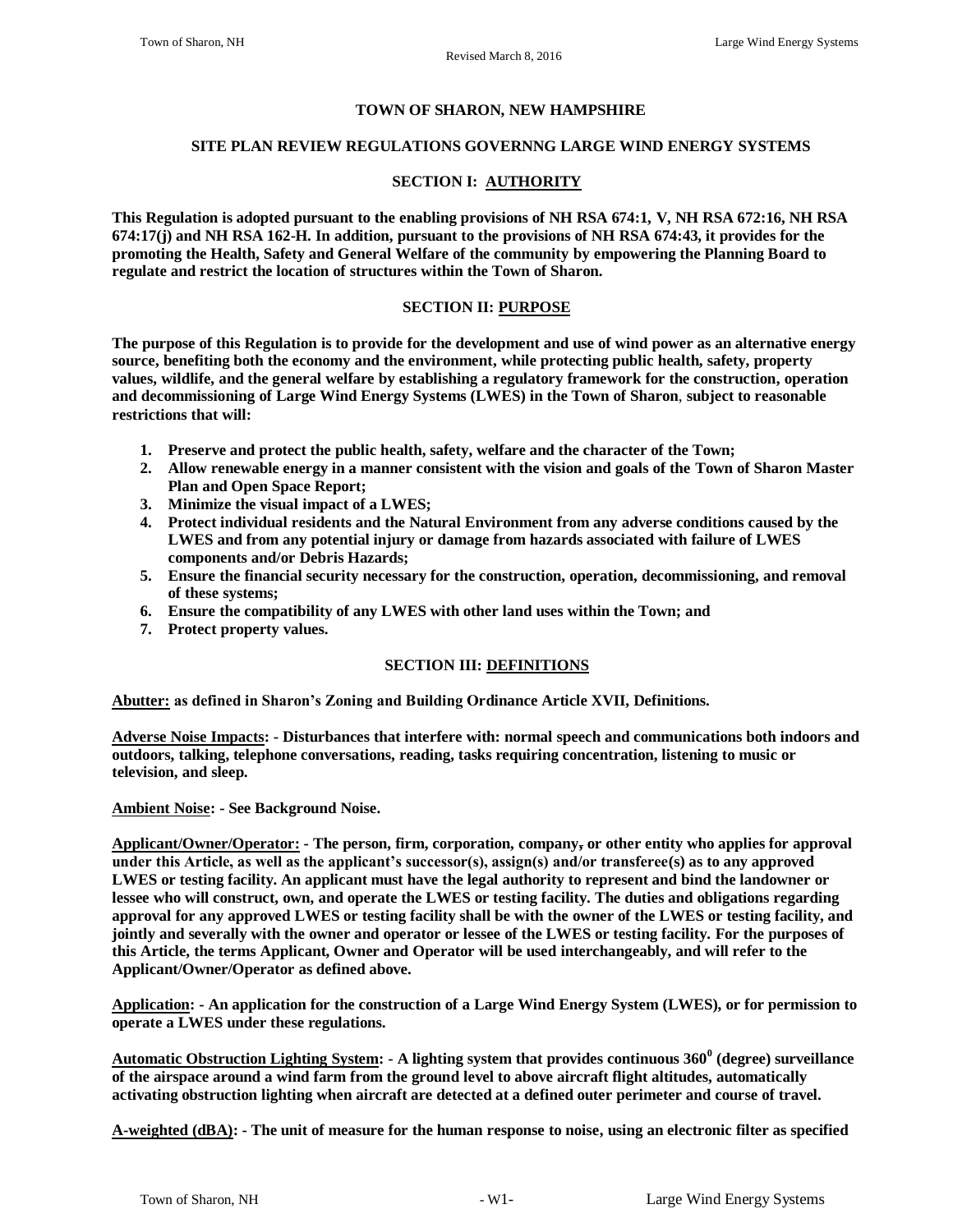# TOWN OF SHARON, NEW HAMPSHIRE

## SITE PLAN REVIEW REGULATIONS GOVERNNG LARGE WIND ENERGY SYSTEMS

### SECTION I: AUTHORITY

**This Regulation is adopted pursuant to the enabling provisions of NH RSA 674:1, V, NH RSA 672:16, NH RSA 674:17(j) and NH RSA 162-H. In addition, pursuant to the provisions of NH RSA 674:43, it provides for the promoting the Health, Safety and General Welfare of the community by empowering the Planning Board to regulate and restrict the location of structures within the Town of Sharon.**

### SECTION II: PURPOSE

**The purpose of this Regulation is to provide for the development and use of wind power as an alternative energy source, benefiting both the economy and the environment, while protecting public health, safety, property values, wildlife, and the general welfare by establishing a regulatory framework for the construction, operation and decommissioning of Large Wind Energy Systems (LWES) in the Town of Sharon, subject to reasonable restrictions that will:**

1. **Preserve and protect the public health, safety, welfare and the character of the Town;**
2. **Allow renewable energy in a manner consistent with the vision and goals of the Town of Sharon Master Plan and Open Space Report;**
3. **Minimize the visual impact of a LWES;**
4. **Protect individual residents and the Natural Environment from any adverse conditions caused by the LWES and from any potential injury or damage from hazards associated with failure of LWES components and/or Debris Hazards;**
5. **Ensure the financial security necessary for the construction, operation, decommissioning, and removal of these systems;**
6. **Ensure the compatibility of any LWES with other land uses within the Town; and**
7. **Protect property values.**

### SECTION III: DEFINITIONS

**Abutter: as defined in Sharon's Zoning and Building Ordinance Article XVII, Definitions.**

**Adverse Noise Impacts: - Disturbances that interfere with: normal speech and communications both indoors and outdoors, talking, telephone conversations, reading, tasks requiring concentration, listening to music or television, and sleep.**

**Ambient Noise: - See Background Noise.**

**Applicant/Owner/Operator: - The person, firm, corporation, company, or other entity who applies for approval under this Article, as well as the applicant's successor(s), assign(s) and/or transferee(s) as to any approved LWES or testing facility. An applicant must have the legal authority to represent and bind the landowner or lessee who will construct, own, and operate the LWES or testing facility. The duties and obligations regarding approval for any approved LWES or testing facility shall be with the owner of the LWES or testing facility, and jointly and severally with the owner and operator or lessee of the LWES or testing facility. For the purposes of this Article, the terms Applicant, Owner and Operator will be used interchangeably, and will refer to the Applicant/Owner/Operator as defined above.**

**Application: - An application for the construction of a Large Wind Energy System (LWES), or for permission to operate a LWES under these regulations.**

**Automatic Obstruction Lighting System: - A lighting system that provides continuous $360^0$ (degree) surveillance of the airspace around a wind farm from the ground level to above aircraft flight altitudes, automatically activating obstruction lighting when aircraft are detected at a defined outer perimeter and course of travel.**

**A-weighted (dBA): - The unit of measure for the human response to noise, using an electronic filter as specified**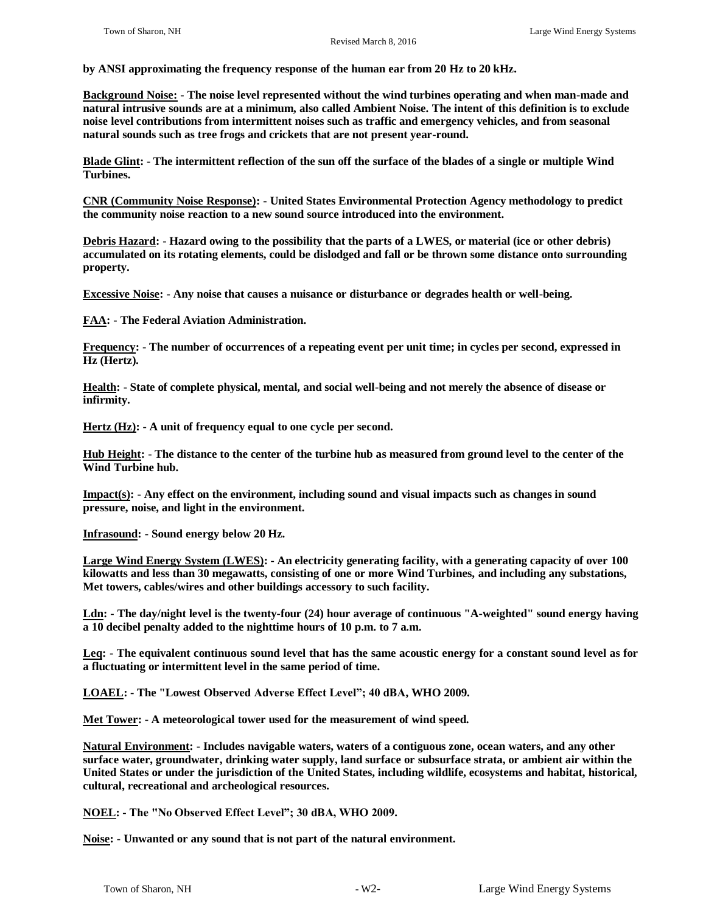**by ANSI approximating the frequency response of the human ear from 20 Hz to 20 kHz.**

**<u>Background Noise:</u> - The noise level represented without the wind turbines operating and when man-made and natural intrusive sounds are at a minimum, also called Ambient Noise. The intent of this definition is to exclude noise level contributions from intermittent noises such as traffic and emergency vehicles, and from seasonal natural sounds such as tree frogs and crickets that are not present year-round.**

**<u>Blade Glint</u>: - The intermittent reflection of the sun off the surface of the blades of a single or multiple Wind Turbines.**

**<u>CNR (Community Noise Response)</u>: - United States Environmental Protection Agency methodology to predict the community noise reaction to a new sound source introduced into the environment.**

**<u>Debris Hazard</u>: - Hazard owing to the possibility that the parts of a LWES, or material (ice or other debris) accumulated on its rotating elements, could be dislodged and fall or be thrown some distance onto surrounding property.**

**<u>Excessive Noise</u>: - Any noise that causes a nuisance or disturbance or degrades health or well-being.**

**<u>FAA</u>: - The Federal Aviation Administration.**

**<u>Frequency</u>: - The number of occurrences of a repeating event per unit time; in cycles per second, expressed in Hz (Hertz).**

**<u>Health</u>: - State of complete physical, mental, and social well-being and not merely the absence of disease or infirmity.**

**<u>Hertz (Hz)</u>: - A unit of frequency equal to one cycle per second.**

**<u>Hub Height</u>: - The distance to the center of the turbine hub as measured from ground level to the center of the Wind Turbine hub.**

**<u>Impact(s)</u>: - Any effect on the environment, including sound and visual impacts such as changes in sound pressure, noise, and light in the environment.**

**<u>Infrasound</u>: - Sound energy below 20 Hz.**

**<u>Large Wind Energy System (LWES)</u>: - An electricity generating facility, with a generating capacity of over 100 kilowatts and less than 30 megawatts, consisting of one or more Wind Turbines, and including any substations, Met towers, cables/wires and other buildings accessory to such facility.**

**<u>Ldn</u>: - The day/night level is the twenty-four (24) hour average of continuous "A-weighted" sound energy having a 10 decibel penalty added to the nighttime hours of 10 p.m. to 7 a.m.**

**<u>Leq</u>: - The equivalent continuous sound level that has the same acoustic energy for a constant sound level as for a fluctuating or intermittent level in the same period of time.**

**<u>LOAEL</u>: - The "Lowest Observed Adverse Effect Level"; 40 dBA, WHO 2009.**

**<u>Met Tower</u>: - A meteorological tower used for the measurement of wind speed.**

**<u>Natural Environment</u>: - Includes navigable waters, waters of a contiguous zone, ocean waters, and any other surface water, groundwater, drinking water supply, land surface or subsurface strata, or ambient air within the United States or under the jurisdiction of the United States, including wildlife, ecosystems and habitat, historical, cultural, recreational and archeological resources.**

**<u>NOEL</u>: - The "No Observed Effect Level"; 30 dBA, WHO 2009.**

**<u>Noise:</u> - Unwanted or any sound that is not part of the natural environment.**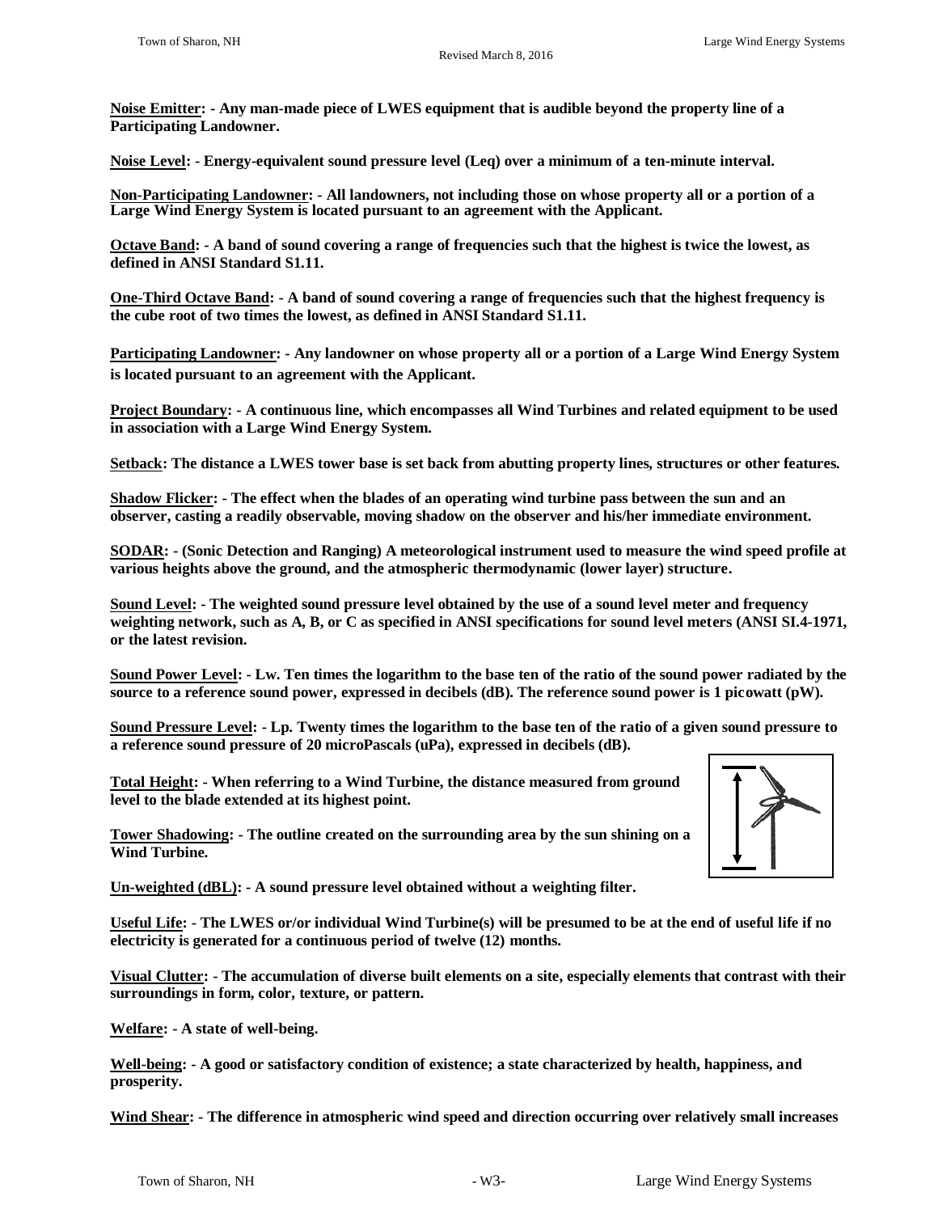**<u>Noise Emitter</u>: - Any man-made piece of LWES equipment that is audible beyond the property line of a Participating Landowner.**

**<u>Noise Level</u>: - Energy-equivalent sound pressure level (Leq) over a minimum of a ten-minute interval.**

**<u>Non-Participating Landowner</u>: - All landowners, not including those on whose property all or a portion of a Large Wind Energy System is located pursuant to an agreement with the Applicant.**

**<u>Octave Band</u>: - A band of sound covering a range of frequencies such that the highest is twice the lowest, as defined in ANSI Standard S1.11.**

**<u>One-Third Octave Band</u>: - A band of sound covering a range of frequencies such that the highest frequency is the cube root of two times the lowest, as defined in ANSI Standard S1.11.**

**<u>Participating Landowner</u>: - Any landowner on whose property all or a portion of a Large Wind Energy System is located pursuant to an agreement with the Applicant.**

**<u>Project Boundary</u>: - A continuous line, which encompasses all Wind Turbines and related equipment to be used in association with a Large Wind Energy System.**

**<u>Setback</u>: The distance a LWES tower base is set back from abutting property lines, structures or other features.**

**<u>Shadow Flicker</u>: - The effect when the blades of an operating wind turbine pass between the sun and an observer, casting a readily observable, moving shadow on the observer and his/her immediate environment.**

**<u>SODAR</u>: - (Sonic Detection and Ranging) A meteorological instrument used to measure the wind speed profile at various heights above the ground, and the atmospheric thermodynamic (lower layer) structure.**

**<u>Sound Level</u>: - The weighted sound pressure level obtained by the use of a sound level meter and frequency weighting network, such as A, B, or C as specified in ANSI specifications for sound level meters (ANSI SI.4-1971, or the latest revision.**

**<u>Sound Power Level</u>: - Lw. Ten times the logarithm to the base ten of the ratio of the sound power radiated by the source to a reference sound power, expressed in decibels (dB). The reference sound power is 1 picowatt (pW).**

**<u>Sound Pressure Level</u>: - Lp. Twenty times the logarithm to the base ten of the ratio of a given sound pressure to a reference sound pressure of 20 microPascals (uPa), expressed in decibels (dB).**

**<u>Total Height</u>: - When referring to a Wind Turbine, the distance measured from ground level to the blade extended at its highest point.**

**<u>Tower Shadowing</u>: - The outline created on the surrounding area by the sun shining on a Wind Turbine.**

**<u>Un-weighted (dBL)</u>: - A sound pressure level obtained without a weighting filter.**

**<u>Useful Life</u>: - The LWES or/or individual Wind Turbine(s) will be presumed to be at the end of useful life if no electricity is generated for a continuous period of twelve (12) months.**

**<u>Visual Clutter</u>: - The accumulation of diverse built elements on a site, especially elements that contrast with their surroundings in form, color, texture, or pattern.**

**<u>Welfare</u>: - A state of well-being.**

**<u>Well-being</u>: - A good or satisfactory condition of existence; a state characterized by health, happiness, and prosperity.**

**<u>Wind Shear</u>: - The difference in atmospheric wind speed and direction occurring over relatively small increases**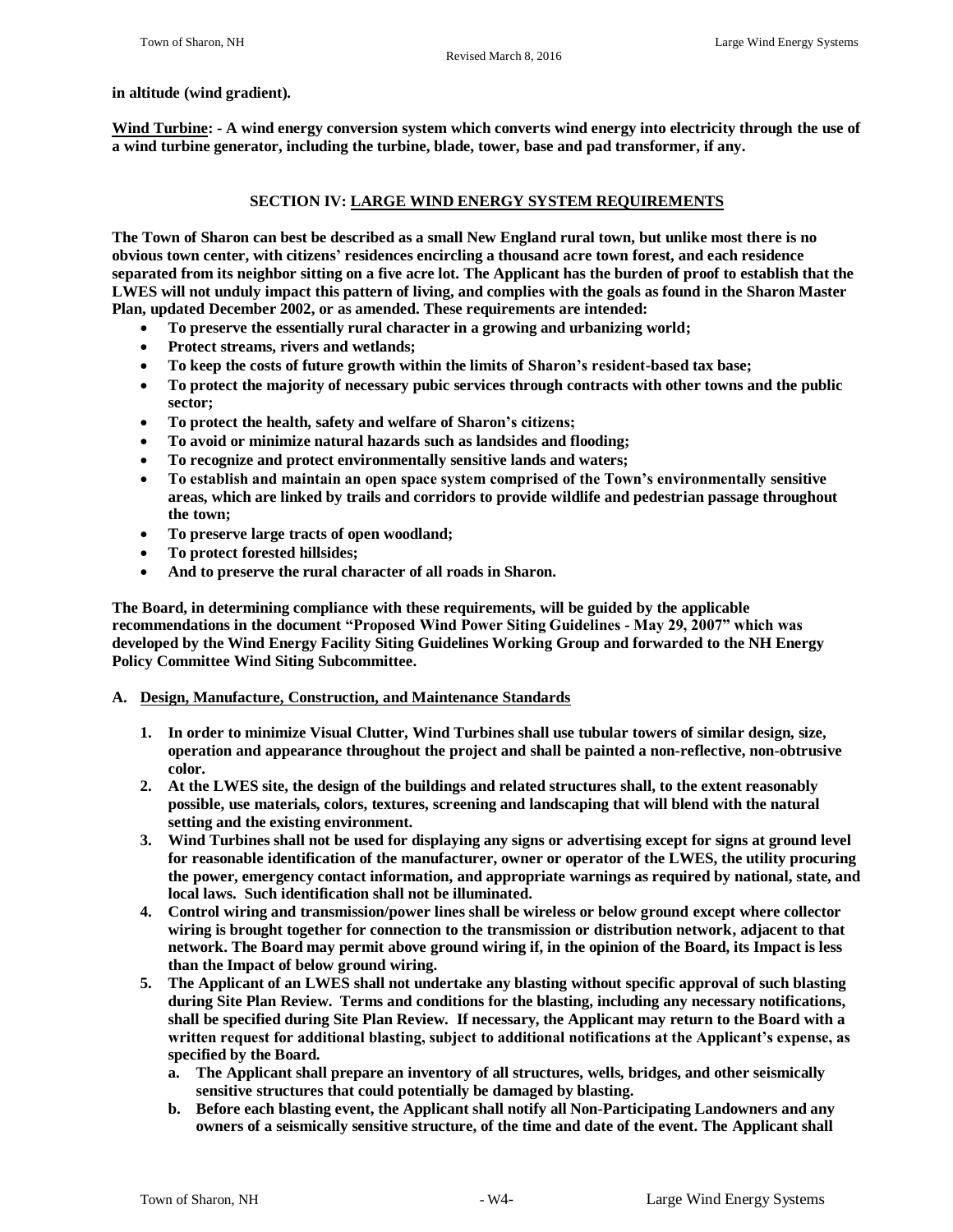**in altitude (wind gradient).**

**Wind Turbine: - A wind energy conversion system which converts wind energy into electricity through the use of a wind turbine generator, including the turbine, blade, tower, base and pad transformer, if any.**

## SECTION IV: LARGE WIND ENERGY SYSTEM REQUIREMENTS

**The Town of Sharon can best be described as a small New England rural town, but unlike most there is no obvious town center, with citizens' residences encircling a thousand acre town forest, and each residence separated from its neighbor sitting on a five acre lot. The Applicant has the burden of proof to establish that the LWES will not unduly impact this pattern of living, and complies with the goals as found in the Sharon Master Plan, updated December 2002, or as amended. These requirements are intended:**

- **To preserve the essentially rural character in a growing and urbanizing world;**
- **Protect streams, rivers and wetlands;**
- **To keep the costs of future growth within the limits of Sharon's resident-based tax base;**
- **To protect the majority of necessary pubic services through contracts with other towns and the public sector;**
- **To protect the health, safety and welfare of Sharon's citizens;**
- **To avoid or minimize natural hazards such as landsides and flooding;**
- **To recognize and protect environmentally sensitive lands and waters;**
- **To establish and maintain an open space system comprised of the Town's environmentally sensitive areas, which are linked by trails and corridors to provide wildlife and pedestrian passage throughout the town;**
- **To preserve large tracts of open woodland;**
- **To protect forested hillsides;**
- **And to preserve the rural character of all roads in Sharon.**

**The Board, in determining compliance with these requirements, will be guided by the applicable recommendations in the document "Proposed Wind Power Siting Guidelines - May 29, 2007" which was developed by the Wind Energy Facility Siting Guidelines Working Group and forwarded to the NH Energy Policy Committee Wind Siting Subcommittee.**

### A. Design, Manufacture, Construction, and Maintenance Standards

1. **In order to minimize Visual Clutter, Wind Turbines shall use tubular towers of similar design, size, operation and appearance throughout the project and shall be painted a non-reflective, non-obtrusive color.**
2. **At the LWES site, the design of the buildings and related structures shall, to the extent reasonably possible, use materials, colors, textures, screening and landscaping that will blend with the natural setting and the existing environment.**
3. **Wind Turbines shall not be used for displaying any signs or advertising except for signs at ground level for reasonable identification of the manufacturer, owner or operator of the LWES, the utility procuring the power, emergency contact information, and appropriate warnings as required by national, state, and local laws. Such identification shall not be illuminated.**
4. **Control wiring and transmission/power lines shall be wireless or below ground except where collector wiring is brought together for connection to the transmission or distribution network, adjacent to that network. The Board may permit above ground wiring if, in the opinion of the Board, its Impact is less than the Impact of below ground wiring.**
5. **The Applicant of an LWES shall not undertake any blasting without specific approval of such blasting during Site Plan Review. Terms and conditions for the blasting, including any necessary notifications, shall be specified during Site Plan Review. If necessary, the Applicant may return to the Board with a written request for additional blasting, subject to additional notifications at the Applicant's expense, as specified by the Board.**
   a. **The Applicant shall prepare an inventory of all structures, wells, bridges, and other seismically sensitive structures that could potentially be damaged by blasting.**
   b. **Before each blasting event, the Applicant shall notify all Non-Participating Landowners and any owners of a seismically sensitive structure, of the time and date of the event. The Applicant shall**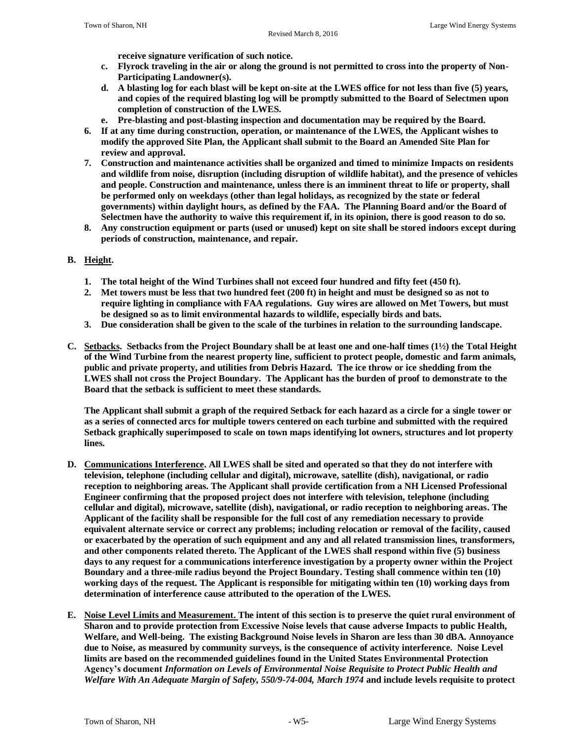**receive signature verification of such notice.**

   c. **Flyrock traveling in the air or along the ground is not permitted to cross into the property of Non-Participating Landowner(s).**
   d. **A blasting log for each blast will be kept on-site at the LWES office for not less than five (5) years, and copies of the required blasting log will be promptly submitted to the Board of Selectmen upon completion of construction of the LWES.**
   e. **Pre-blasting and post-blasting inspection and documentation may be required by the Board.**

6. **If at any time during construction, operation, or maintenance of the LWES, the Applicant wishes to modify the approved Site Plan, the Applicant shall submit to the Board an Amended Site Plan for review and approval.**
7. **Construction and maintenance activities shall be organized and timed to minimize Impacts on residents and wildlife from noise, disruption (including disruption of wildlife habitat), and the presence of vehicles and people. Construction and maintenance, unless there is an imminent threat to life or property, shall be performed only on weekdays (other than legal holidays, as recognized by the state or federal governments) within daylight hours, as defined by the FAA. The Planning Board and/or the Board of Selectmen have the authority to waive this requirement if, in its opinion, there is good reason to do so.**
8. **Any construction equipment or parts (used or unused) kept on site shall be stored indoors except during periods of construction, maintenance, and repair.**

**B. <u>Height</u>.**

1. **The total height of the Wind Turbines shall not exceed four hundred and fifty feet (450 ft).**
2. **Met towers must be less that two hundred feet (200 ft) in height and must be designed so as not to require lighting in compliance with FAA regulations. Guy wires are allowed on Met Towers, but must be designed so as to limit environmental hazards to wildlife, especially birds and bats.**
3. **Due consideration shall be given to the scale of the turbines in relation to the surrounding landscape.**

**C. <u>Setbacks</u>. Setbacks from the Project Boundary shall be at least one and one-half times (1½) the Total Height of the Wind Turbine from the nearest property line, sufficient to protect people, domestic and farm animals, public and private property, and utilities from Debris Hazard. The ice throw or ice shedding from the LWES shall not cross the Project Boundary. The Applicant has the burden of proof to demonstrate to the Board that the setback is sufficient to meet these standards.**

**The Applicant shall submit a graph of the required Setback for each hazard as a circle for a single tower or as a series of connected arcs for multiple towers centered on each turbine and submitted with the required Setback graphically superimposed to scale on town maps identifying lot owners, structures and lot property lines.**

**D. <u>Communications Interference</u>. All LWES shall be sited and operated so that they do not interfere with television, telephone (including cellular and digital), microwave, satellite (dish), navigational, or radio reception to neighboring areas. The Applicant shall provide certification from a NH Licensed Professional Engineer confirming that the proposed project does not interfere with television, telephone (including cellular and digital), microwave, satellite (dish), navigational, or radio reception to neighboring areas. The Applicant of the facility shall be responsible for the full cost of any remediation necessary to provide equivalent alternate service or correct any problems; including relocation or removal of the facility, caused or exacerbated by the operation of such equipment and any and all related transmission lines, transformers, and other components related thereto. The Applicant of the LWES shall respond within five (5) business days to any request for a communications interference investigation by a property owner within the Project Boundary and a three-mile radius beyond the Project Boundary. Testing shall commence within ten (10) working days of the request. The Applicant is responsible for mitigating within ten (10) working days from determination of interference cause attributed to the operation of the LWES.**

**E. <u>Noise Level Limits and Measurement.</u> The intent of this section is to preserve the quiet rural environment of Sharon and to provide protection from Excessive Noise levels that cause adverse Impacts to public Health, Welfare, and Well-being. The existing Background Noise levels in Sharon are less than 30 dBA. Annoyance due to Noise, as measured by community surveys, is the consequence of activity interference. Noise Level limits are based on the recommended guidelines found in the United States Environmental Protection Agency's document *Information on Levels of Environmental Noise Requisite to Protect Public Health and Welfare With An Adequate Margin of Safety, 550/9-74-004, March 1974* and include levels requisite to protect**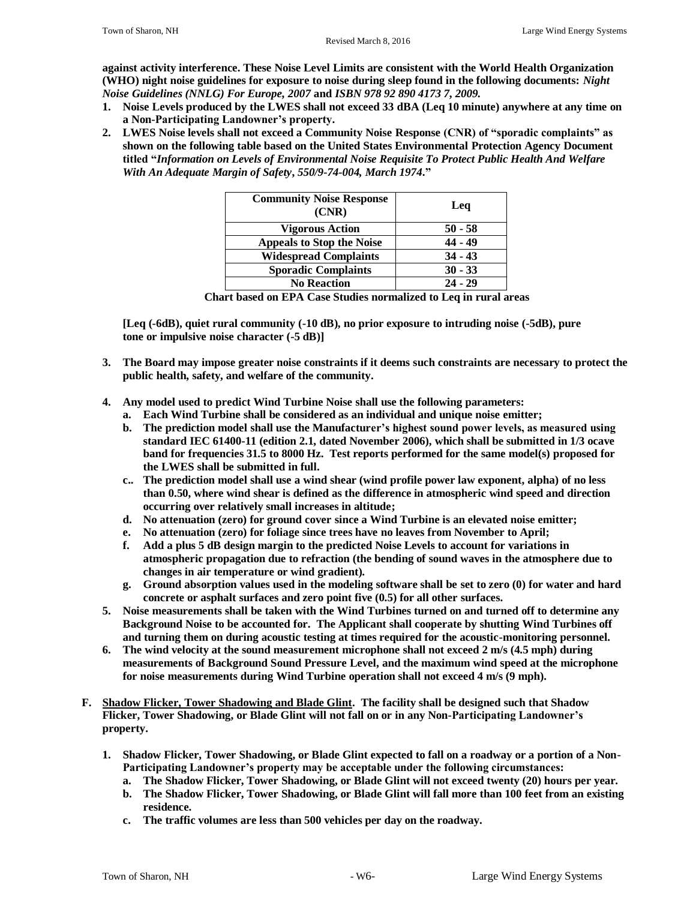**against activity interference. These Noise Level Limits are consistent with the World Health Organization (WHO) night noise guidelines for exposure to noise during sleep found in the following documents: *Night Noise Guidelines (NNLG) For Europe, 2007* and *ISBN 978 92 890 4173 7, 2009.***

1. **Noise Levels produced by the LWES shall not exceed 33 dBA (Leq 10 minute) anywhere at any time on a Non-Participating Landowner's property.**
2. **LWES Noise levels shall not exceed a Community Noise Response (CNR) of "sporadic complaints" as shown on the following table based on the United States Environmental Protection Agency Document titled "*Information on Levels of Environmental Noise Requisite To Protect Public Health And Welfare With An Adequate Margin of Safety, 550/9-74-004, March 1974*."**

| Community Noise Response (CNR) | Leq |
|---|---|
| Vigorous Action | 50 - 58 |
| Appeals to Stop the Noise | 44 - 49 |
| Widespread Complaints | 34 - 43 |
| Sporadic Complaints | 30 - 33 |
| No Reaction | 24 - 29 |

**Chart based on EPA Case Studies normalized to Leq in rural areas**

**[Leq (-6dB), quiet rural community (-10 dB), no prior exposure to intruding noise (-5dB), pure tone or impulsive noise character (-5 dB)]**

3. **The Board may impose greater noise constraints if it deems such constraints are necessary to protect the public health, safety, and welfare of the community.**

4. **Any model used to predict Wind Turbine Noise shall use the following parameters:**
   a. **Each Wind Turbine shall be considered as an individual and unique noise emitter;**
   b. **The prediction model shall use the Manufacturer's highest sound power levels, as measured using standard IEC 61400-11 (edition 2.1, dated November 2006), which shall be submitted in 1/3 ocave band for frequencies 31.5 to 8000 Hz. Test reports performed for the same model(s) proposed for the LWES shall be submitted in full.**
   c.. **The prediction model shall use a wind shear (wind profile power law exponent, alpha) of no less than 0.50, where wind shear is defined as the difference in atmospheric wind speed and direction occurring over relatively small increases in altitude;**
   d. **No attenuation (zero) for ground cover since a Wind Turbine is an elevated noise emitter;**
   e. **No attenuation (zero) for foliage since trees have no leaves from November to April;**
   f. **Add a plus 5 dB design margin to the predicted Noise Levels to account for variations in atmospheric propagation due to refraction (the bending of sound waves in the atmosphere due to changes in air temperature or wind gradient).**
   g. **Ground absorption values used in the modeling software shall be set to zero (0) for water and hard concrete or asphalt surfaces and zero point five (0.5) for all other surfaces.**
5. **Noise measurements shall be taken with the Wind Turbines turned on and turned off to determine any Background Noise to be accounted for. The Applicant shall cooperate by shutting Wind Turbines off and turning them on during acoustic testing at times required for the acoustic-monitoring personnel.**
6. **The wind velocity at the sound measurement microphone shall not exceed 2 m/s (4.5 mph) during measurements of Background Sound Pressure Level, and the maximum wind speed at the microphone for noise measurements during Wind Turbine operation shall not exceed 4 m/s (9 mph).**

**F. <u>Shadow Flicker, Tower Shadowing and Blade Glint</u>. The facility shall be designed such that Shadow Flicker, Tower Shadowing, or Blade Glint will not fall on or in any Non-Participating Landowner's property.**

1. **Shadow Flicker, Tower Shadowing, or Blade Glint expected to fall on a roadway or a portion of a Non-Participating Landowner's property may be acceptable under the following circumstances:**
   a. **The Shadow Flicker, Tower Shadowing, or Blade Glint will not exceed twenty (20) hours per year.**
   b. **The Shadow Flicker, Tower Shadowing, or Blade Glint will fall more than 100 feet from an existing residence.**
   c. **The traffic volumes are less than 500 vehicles per day on the roadway.**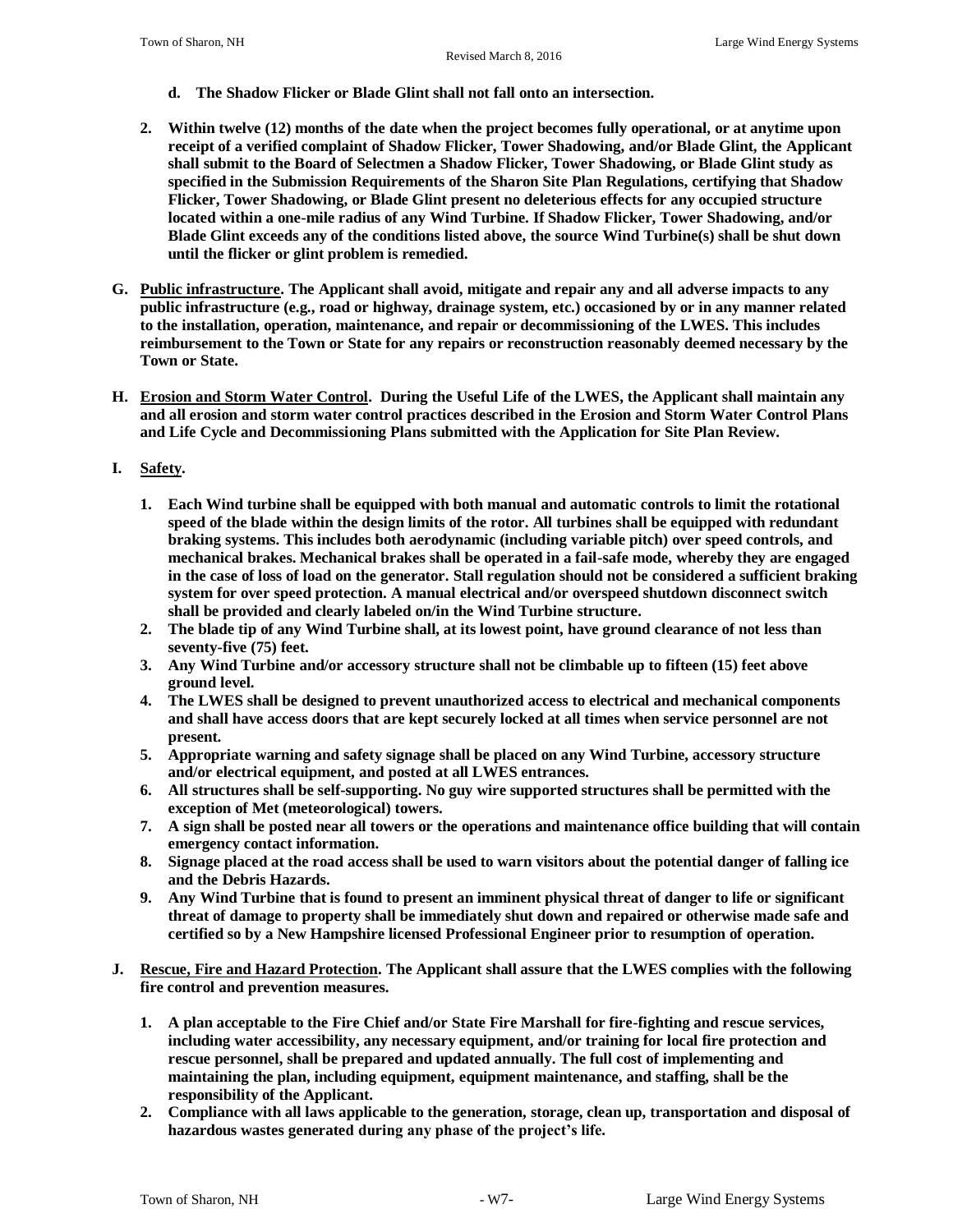**d. The Shadow Flicker or Blade Glint shall not fall onto an intersection.**

**2. Within twelve (12) months of the date when the project becomes fully operational, or at anytime upon receipt of a verified complaint of Shadow Flicker, Tower Shadowing, and/or Blade Glint, the Applicant shall submit to the Board of Selectmen a Shadow Flicker, Tower Shadowing, or Blade Glint study as specified in the Submission Requirements of the Sharon Site Plan Regulations, certifying that Shadow Flicker, Tower Shadowing, or Blade Glint present no deleterious effects for any occupied structure located within a one-mile radius of any Wind Turbine. If Shadow Flicker, Tower Shadowing, and/or Blade Glint exceeds any of the conditions listed above, the source Wind Turbine(s) shall be shut down until the flicker or glint problem is remedied.**

**G. Public infrastructure. The Applicant shall avoid, mitigate and repair any and all adverse impacts to any public infrastructure (e.g., road or highway, drainage system, etc.) occasioned by or in any manner related to the installation, operation, maintenance, and repair or decommissioning of the LWES. This includes reimbursement to the Town or State for any repairs or reconstruction reasonably deemed necessary by the Town or State.**

**H. Erosion and Storm Water Control. During the Useful Life of the LWES, the Applicant shall maintain any and all erosion and storm water control practices described in the Erosion and Storm Water Control Plans and Life Cycle and Decommissioning Plans submitted with the Application for Site Plan Review.**

**I. Safety.**

1. **Each Wind turbine shall be equipped with both manual and automatic controls to limit the rotational speed of the blade within the design limits of the rotor. All turbines shall be equipped with redundant braking systems. This includes both aerodynamic (including variable pitch) over speed controls, and mechanical brakes. Mechanical brakes shall be operated in a fail-safe mode, whereby they are engaged in the case of loss of load on the generator. Stall regulation should not be considered a sufficient braking system for over speed protection. A manual electrical and/or overspeed shutdown disconnect switch shall be provided and clearly labeled on/in the Wind Turbine structure.**
2. **The blade tip of any Wind Turbine shall, at its lowest point, have ground clearance of not less than seventy-five (75) feet.**
3. **Any Wind Turbine and/or accessory structure shall not be climbable up to fifteen (15) feet above ground level.**
4. **The LWES shall be designed to prevent unauthorized access to electrical and mechanical components and shall have access doors that are kept securely locked at all times when service personnel are not present.**
5. **Appropriate warning and safety signage shall be placed on any Wind Turbine, accessory structure and/or electrical equipment, and posted at all LWES entrances.**
6. **All structures shall be self-supporting. No guy wire supported structures shall be permitted with the exception of Met (meteorological) towers.**
7. **A sign shall be posted near all towers or the operations and maintenance office building that will contain emergency contact information.**
8. **Signage placed at the road access shall be used to warn visitors about the potential danger of falling ice and the Debris Hazards.**
9. **Any Wind Turbine that is found to present an imminent physical threat of danger to life or significant threat of damage to property shall be immediately shut down and repaired or otherwise made safe and certified so by a New Hampshire licensed Professional Engineer prior to resumption of operation.**

**J. Rescue, Fire and Hazard Protection. The Applicant shall assure that the LWES complies with the following fire control and prevention measures.**

1. **A plan acceptable to the Fire Chief and/or State Fire Marshall for fire-fighting and rescue services, including water accessibility, any necessary equipment, and/or training for local fire protection and rescue personnel, shall be prepared and updated annually. The full cost of implementing and maintaining the plan, including equipment, equipment maintenance, and staffing, shall be the responsibility of the Applicant.**
2. **Compliance with all laws applicable to the generation, storage, clean up, transportation and disposal of hazardous wastes generated during any phase of the project's life.**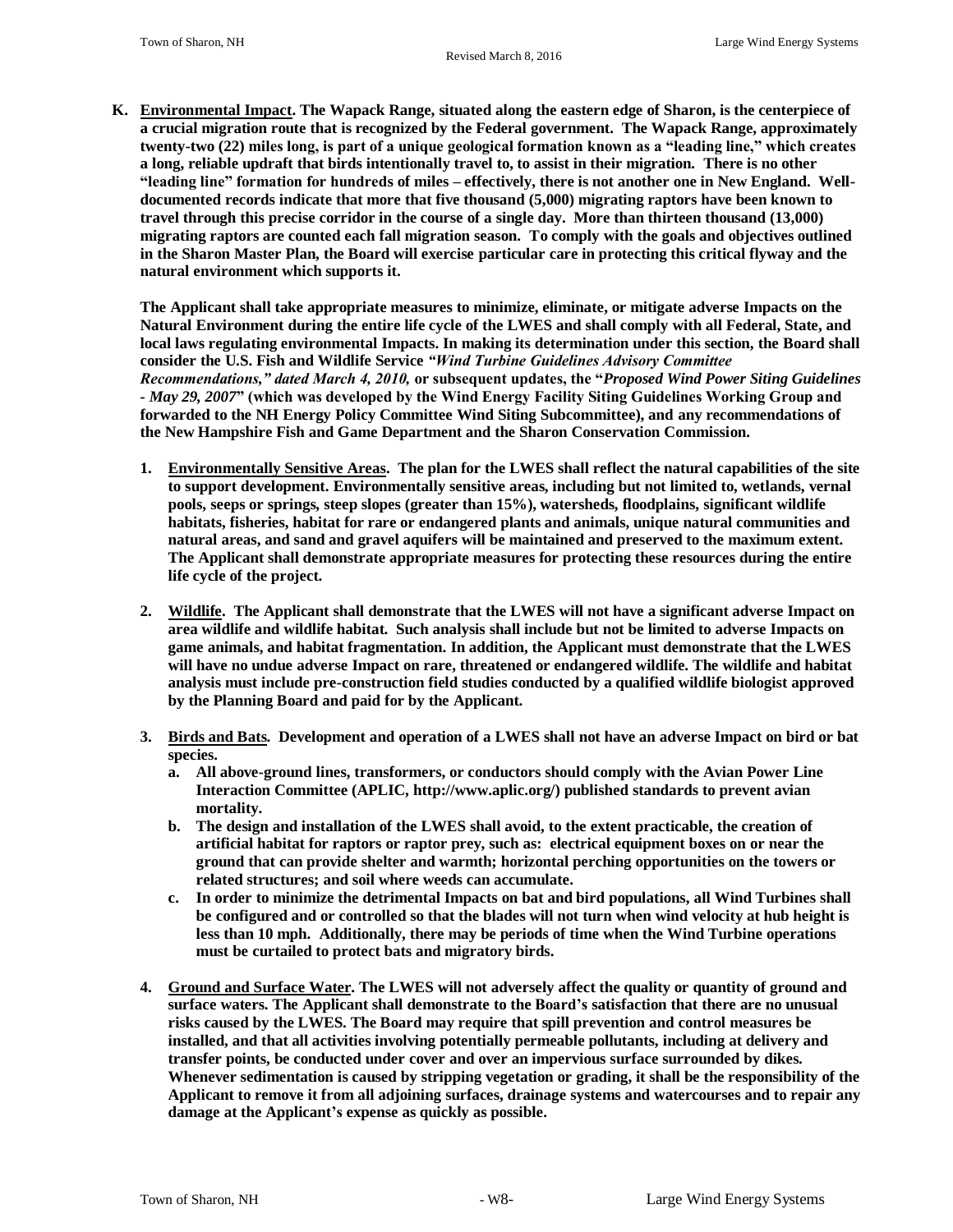**K. <u>Environmental Impact</u>. The Wapack Range, situated along the eastern edge of Sharon, is the centerpiece of a crucial migration route that is recognized by the Federal government. The Wapack Range, approximately twenty-two (22) miles long, is part of a unique geological formation known as a "leading line," which creates a long, reliable updraft that birds intentionally travel to, to assist in their migration. There is no other "leading line" formation for hundreds of miles – effectively, there is not another one in New England. Well-documented records indicate that more that five thousand (5,000) migrating raptors have been known to travel through this precise corridor in the course of a single day. More than thirteen thousand (13,000) migrating raptors are counted each fall migration season. To comply with the goals and objectives outlined in the Sharon Master Plan, the Board will exercise particular care in protecting this critical flyway and the natural environment which supports it.**

**The Applicant shall take appropriate measures to minimize, eliminate, or mitigate adverse Impacts on the Natural Environment during the entire life cycle of the LWES and shall comply with all Federal, State, and local laws regulating environmental Impacts. In making its determination under this section, the Board shall consider the U.S. Fish and Wildlife Service *"Wind Turbine Guidelines Advisory Committee Recommendations," dated March 4, 2010,* or subsequent updates, the "*Proposed Wind Power Siting Guidelines - May 29, 2007*" (which was developed by the Wind Energy Facility Siting Guidelines Working Group and forwarded to the NH Energy Policy Committee Wind Siting Subcommittee), and any recommendations of the New Hampshire Fish and Game Department and the Sharon Conservation Commission.**

1. **<u>Environmentally Sensitive Areas</u>. The plan for the LWES shall reflect the natural capabilities of the site to support development. Environmentally sensitive areas, including but not limited to, wetlands, vernal pools, seeps or springs, steep slopes (greater than 15%), watersheds, floodplains, significant wildlife habitats, fisheries, habitat for rare or endangered plants and animals, unique natural communities and natural areas, and sand and gravel aquifers will be maintained and preserved to the maximum extent. The Applicant shall demonstrate appropriate measures for protecting these resources during the entire life cycle of the project.**

2. **<u>Wildlife</u>. The Applicant shall demonstrate that the LWES will not have a significant adverse Impact on area wildlife and wildlife habitat. Such analysis shall include but not be limited to adverse Impacts on game animals, and habitat fragmentation. In addition, the Applicant must demonstrate that the LWES will have no undue adverse Impact on rare, threatened or endangered wildlife. The wildlife and habitat analysis must include pre-construction field studies conducted by a qualified wildlife biologist approved by the Planning Board and paid for by the Applicant.**

3. **<u>Birds and Bats</u>. Development and operation of a LWES shall not have an adverse Impact on bird or bat species.**
   a. **All above-ground lines, transformers, or conductors should comply with the Avian Power Line Interaction Committee (APLIC, http://www.aplic.org/) published standards to prevent avian mortality.**
   b. **The design and installation of the LWES shall avoid, to the extent practicable, the creation of artificial habitat for raptors or raptor prey, such as: electrical equipment boxes on or near the ground that can provide shelter and warmth; horizontal perching opportunities on the towers or related structures; and soil where weeds can accumulate.**
   c. **In order to minimize the detrimental Impacts on bat and bird populations, all Wind Turbines shall be configured and or controlled so that the blades will not turn when wind velocity at hub height is less than 10 mph. Additionally, there may be periods of time when the Wind Turbine operations must be curtailed to protect bats and migratory birds.**

4. **<u>Ground and Surface Water</u>. The LWES will not adversely affect the quality or quantity of ground and surface waters. The Applicant shall demonstrate to the Board's satisfaction that there are no unusual risks caused by the LWES. The Board may require that spill prevention and control measures be installed, and that all activities involving potentially permeable pollutants, including at delivery and transfer points, be conducted under cover and over an impervious surface surrounded by dikes. Whenever sedimentation is caused by stripping vegetation or grading, it shall be the responsibility of the Applicant to remove it from all adjoining surfaces, drainage systems and watercourses and to repair any damage at the Applicant's expense as quickly as possible.**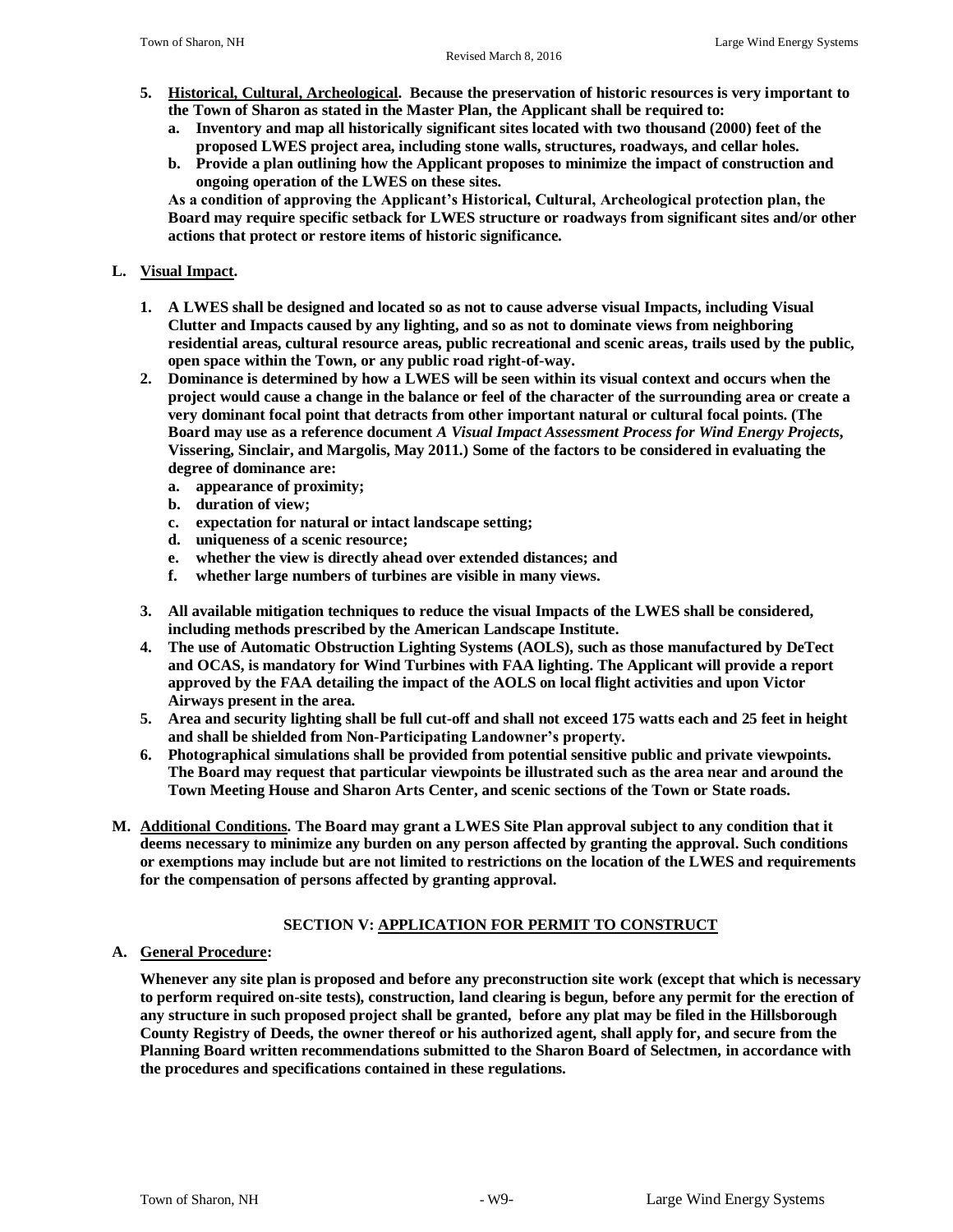5. **Historical, Cultural, Archeological. Because the preservation of historic resources is very important to the Town of Sharon as stated in the Master Plan, the Applicant shall be required to:**
   a. **Inventory and map all historically significant sites located with two thousand (2000) feet of the proposed LWES project area, including stone walls, structures, roadways, and cellar holes.**
   b. **Provide a plan outlining how the Applicant proposes to minimize the impact of construction and ongoing operation of the LWES on these sites.**

   **As a condition of approving the Applicant's Historical, Cultural, Archeological protection plan, the Board may require specific setback for LWES structure or roadways from significant sites and/or other actions that protect or restore items of historic significance.**

**L. Visual Impact.**

1. **A LWES shall be designed and located so as not to cause adverse visual Impacts, including Visual Clutter and Impacts caused by any lighting, and so as not to dominate views from neighboring residential areas, cultural resource areas, public recreational and scenic areas, trails used by the public, open space within the Town, or any public road right-of-way.**
2. **Dominance is determined by how a LWES will be seen within its visual context and occurs when the project would cause a change in the balance or feel of the character of the surrounding area or create a very dominant focal point that detracts from other important natural or cultural focal points. (The Board may use as a reference document *A Visual Impact Assessment Process for Wind Energy Projects*, Vissering, Sinclair, and Margolis, May 2011.) Some of the factors to be considered in evaluating the degree of dominance are:**
   a. **appearance of proximity;**
   b. **duration of view;**
   c. **expectation for natural or intact landscape setting;**
   d. **uniqueness of a scenic resource;**
   e. **whether the view is directly ahead over extended distances; and**
   f. **whether large numbers of turbines are visible in many views.**
3. **All available mitigation techniques to reduce the visual Impacts of the LWES shall be considered, including methods prescribed by the American Landscape Institute.**
4. **The use of Automatic Obstruction Lighting Systems (AOLS), such as those manufactured by DeTect and OCAS, is mandatory for Wind Turbines with FAA lighting. The Applicant will provide a report approved by the FAA detailing the impact of the AOLS on local flight activities and upon Victor Airways present in the area.**
5. **Area and security lighting shall be full cut-off and shall not exceed 175 watts each and 25 feet in height and shall be shielded from Non-Participating Landowner's property.**
6. **Photographical simulations shall be provided from potential sensitive public and private viewpoints. The Board may request that particular viewpoints be illustrated such as the area near and around the Town Meeting House and Sharon Arts Center, and scenic sections of the Town or State roads.**

**M. Additional Conditions. The Board may grant a LWES Site Plan approval subject to any condition that it deems necessary to minimize any burden on any person affected by granting the approval. Such conditions or exemptions may include but are not limited to restrictions on the location of the LWES and requirements for the compensation of persons affected by granting approval.**

## SECTION V: APPLICATION FOR PERMIT TO CONSTRUCT

**A. General Procedure:**

**Whenever any site plan is proposed and before any preconstruction site work (except that which is necessary to perform required on-site tests), construction, land clearing is begun, before any permit for the erection of any structure in such proposed project shall be granted, before any plat may be filed in the Hillsborough County Registry of Deeds, the owner thereof or his authorized agent, shall apply for, and secure from the Planning Board written recommendations submitted to the Sharon Board of Selectmen, in accordance with the procedures and specifications contained in these regulations.**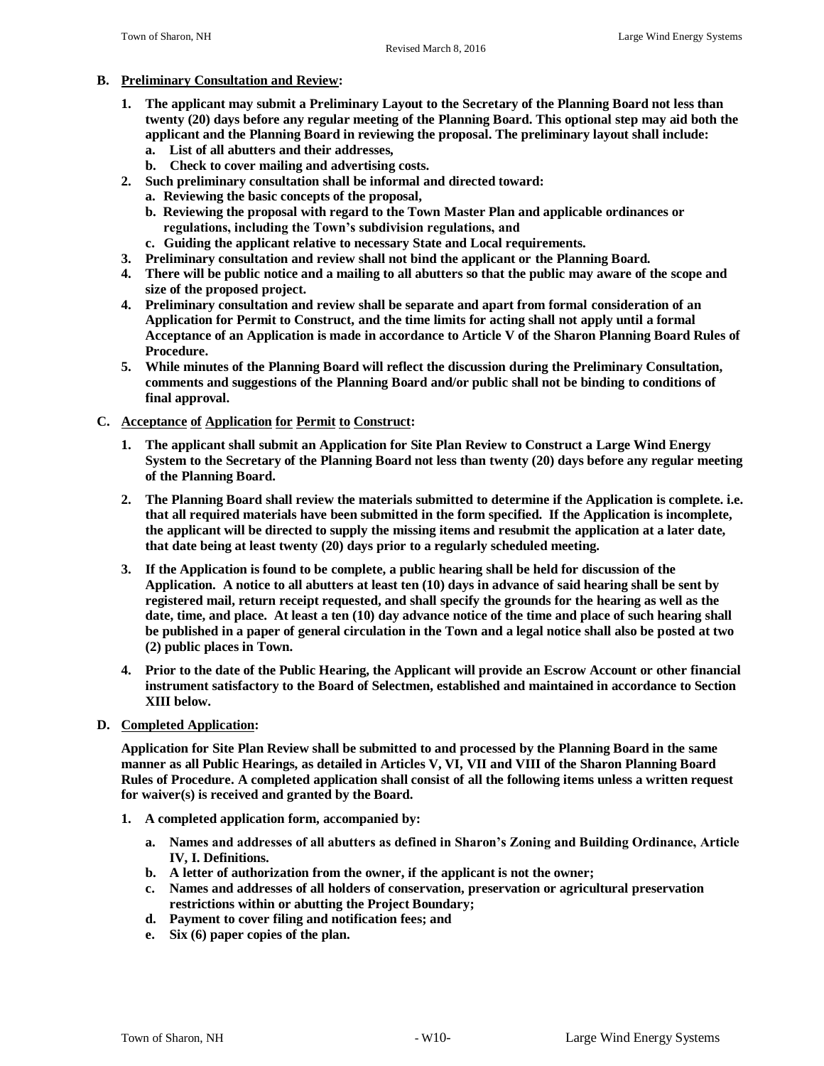**B. Preliminary Consultation and Review:**

1. **The applicant may submit a Preliminary Layout to the Secretary of the Planning Board not less than twenty (20) days before any regular meeting of the Planning Board. This optional step may aid both the applicant and the Planning Board in reviewing the proposal. The preliminary layout shall include:**
   a. **List of all abutters and their addresses,**
   b. **Check to cover mailing and advertising costs.**
2. **Such preliminary consultation shall be informal and directed toward:**
   a. **Reviewing the basic concepts of the proposal,**
   b. **Reviewing the proposal with regard to the Town Master Plan and applicable ordinances or regulations, including the Town's subdivision regulations, and**
   c. **Guiding the applicant relative to necessary State and Local requirements.**
3. **Preliminary consultation and review shall not bind the applicant or the Planning Board.**
4. **There will be public notice and a mailing to all abutters so that the public may aware of the scope and size of the proposed project.**
4. **Preliminary consultation and review shall be separate and apart from formal consideration of an Application for Permit to Construct, and the time limits for acting shall not apply until a formal Acceptance of an Application is made in accordance to Article V of the Sharon Planning Board Rules of Procedure.**
5. **While minutes of the Planning Board will reflect the discussion during the Preliminary Consultation, comments and suggestions of the Planning Board and/or public shall not be binding to conditions of final approval.**

**C. Acceptance of Application for Permit to Construct:**

1. **The applicant shall submit an Application for Site Plan Review to Construct a Large Wind Energy System to the Secretary of the Planning Board not less than twenty (20) days before any regular meeting of the Planning Board.**

2. **The Planning Board shall review the materials submitted to determine if the Application is complete. i.e. that all required materials have been submitted in the form specified. If the Application is incomplete, the applicant will be directed to supply the missing items and resubmit the application at a later date, that date being at least twenty (20) days prior to a regularly scheduled meeting.**

3. **If the Application is found to be complete, a public hearing shall be held for discussion of the Application. A notice to all abutters at least ten (10) days in advance of said hearing shall be sent by registered mail, return receipt requested, and shall specify the grounds for the hearing as well as the date, time, and place. At least a ten (10) day advance notice of the time and place of such hearing shall be published in a paper of general circulation in the Town and a legal notice shall also be posted at two (2) public places in Town.**

4. **Prior to the date of the Public Hearing, the Applicant will provide an Escrow Account or other financial instrument satisfactory to the Board of Selectmen, established and maintained in accordance to Section XIII below.**

**D. Completed Application:**

**Application for Site Plan Review shall be submitted to and processed by the Planning Board in the same manner as all Public Hearings, as detailed in Articles V, VI, VII and VIII of the Sharon Planning Board Rules of Procedure. A completed application shall consist of all the following items unless a written request for waiver(s) is received and granted by the Board.**

1. **A completed application form, accompanied by:**

   a. **Names and addresses of all abutters as defined in Sharon's Zoning and Building Ordinance, Article IV, I. Definitions.**
   b. **A letter of authorization from the owner, if the applicant is not the owner;**
   c. **Names and addresses of all holders of conservation, preservation or agricultural preservation restrictions within or abutting the Project Boundary;**
   d. **Payment to cover filing and notification fees; and**
   e. **Six (6) paper copies of the plan.**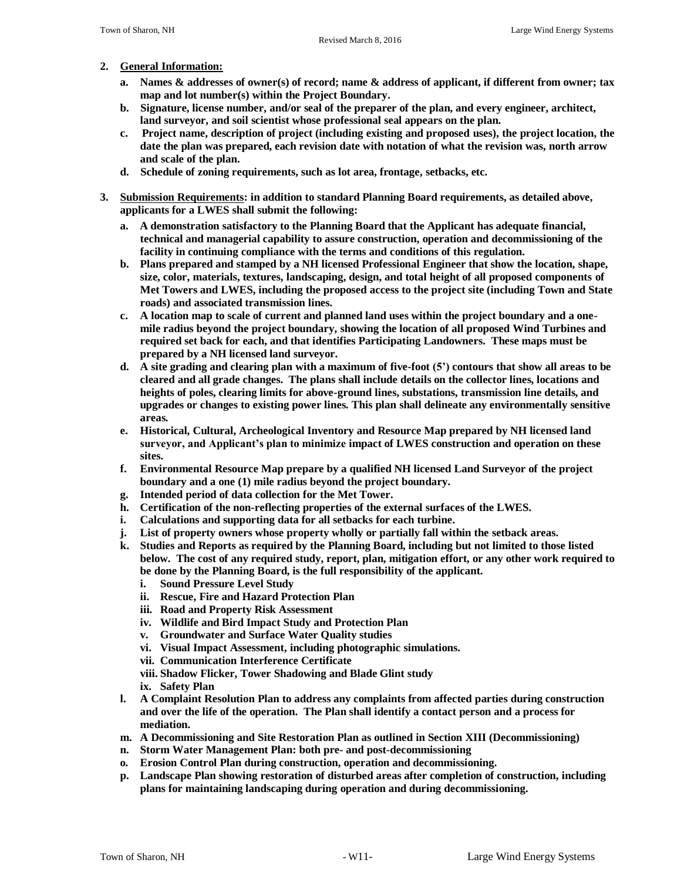2. **General Information:**
   a. **Names & addresses of owner(s) of record; name & address of applicant, if different from owner; tax map and lot number(s) within the Project Boundary.**
   b. **Signature, license number, and/or seal of the preparer of the plan, and every engineer, architect, land surveyor, and soil scientist whose professional seal appears on the plan.**
   c. **Project name, description of project (including existing and proposed uses), the project location, the date the plan was prepared, each revision date with notation of what the revision was, north arrow and scale of the plan.**
   d. **Schedule of zoning requirements, such as lot area, frontage, setbacks, etc.**

3. **Submission Requirements: in addition to standard Planning Board requirements, as detailed above, applicants for a LWES shall submit the following:**
   a. **A demonstration satisfactory to the Planning Board that the Applicant has adequate financial, technical and managerial capability to assure construction, operation and decommissioning of the facility in continuing compliance with the terms and conditions of this regulation.**
   b. **Plans prepared and stamped by a NH licensed Professional Engineer that show the location, shape, size, color, materials, textures, landscaping, design, and total height of all proposed components of Met Towers and LWES, including the proposed access to the project site (including Town and State roads) and associated transmission lines.**
   c. **A location map to scale of current and planned land uses within the project boundary and a one-mile radius beyond the project boundary, showing the location of all proposed Wind Turbines and required set back for each, and that identifies Participating Landowners. These maps must be prepared by a NH licensed land surveyor.**
   d. **A site grading and clearing plan with a maximum of five-foot (5') contours that show all areas to be cleared and all grade changes. The plans shall include details on the collector lines, locations and heights of poles, clearing limits for above-ground lines, substations, transmission line details, and upgrades or changes to existing power lines. This plan shall delineate any environmentally sensitive areas.**
   e. **Historical, Cultural, Archeological Inventory and Resource Map prepared by NH licensed land surveyor, and Applicant's plan to minimize impact of LWES construction and operation on these sites.**
   f. **Environmental Resource Map prepare by a qualified NH licensed Land Surveyor of the project boundary and a one (1) mile radius beyond the project boundary.**
   g. **Intended period of data collection for the Met Tower.**
   h. **Certification of the non-reflecting properties of the external surfaces of the LWES.**
   i. **Calculations and supporting data for all setbacks for each turbine.**
   j. **List of property owners whose property wholly or partially fall within the setback areas.**
   k. **Studies and Reports as required by the Planning Board, including but not limited to those listed below. The cost of any required study, report, plan, mitigation effort, or any other work required to be done by the Planning Board, is the full responsibility of the applicant.**
      i. **Sound Pressure Level Study**
      ii. **Rescue, Fire and Hazard Protection Plan**
      iii. **Road and Property Risk Assessment**
      iv. **Wildlife and Bird Impact Study and Protection Plan**
      v. **Groundwater and Surface Water Quality studies**
      vi. **Visual Impact Assessment, including photographic simulations.**
      vii. **Communication Interference Certificate**
      viii. **Shadow Flicker, Tower Shadowing and Blade Glint study**
      ix. **Safety Plan**
   l. **A Complaint Resolution Plan to address any complaints from affected parties during construction and over the life of the operation. The Plan shall identify a contact person and a process for mediation.**
   m. **A Decommissioning and Site Restoration Plan as outlined in Section XIII (Decommissioning)**
   n. **Storm Water Management Plan: both pre- and post-decommissioning**
   o. **Erosion Control Plan during construction, operation and decommissioning.**
   p. **Landscape Plan showing restoration of disturbed areas after completion of construction, including plans for maintaining landscaping during operation and during decommissioning.**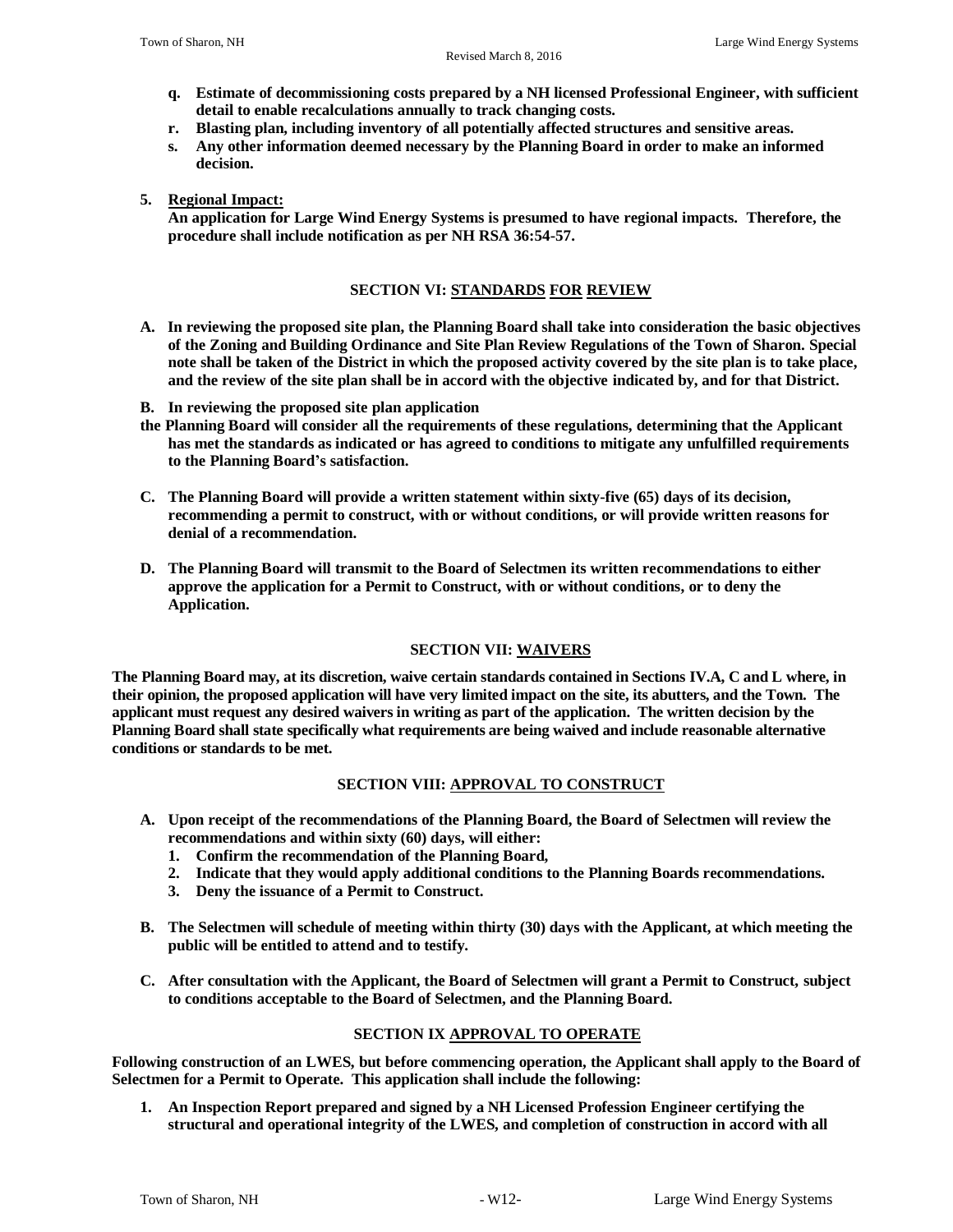q. **Estimate of decommissioning costs prepared by a NH licensed Professional Engineer, with sufficient detail to enable recalculations annually to track changing costs.**
r. **Blasting plan, including inventory of all potentially affected structures and sensitive areas.**
s. **Any other information deemed necessary by the Planning Board in order to make an informed decision.**

**5. Regional Impact:**
**An application for Large Wind Energy Systems is presumed to have regional impacts. Therefore, the procedure shall include notification as per NH RSA 36:54-57.**

## SECTION VI: STANDARDS FOR REVIEW

**A. In reviewing the proposed site plan, the Planning Board shall take into consideration the basic objectives of the Zoning and Building Ordinance and Site Plan Review Regulations of the Town of Sharon. Special note shall be taken of the District in which the proposed activity covered by the site plan is to take place, and the review of the site plan shall be in accord with the objective indicated by, and for that District.**

**B. In reviewing the proposed site plan application the Planning Board will consider all the requirements of these regulations, determining that the Applicant has met the standards as indicated or has agreed to conditions to mitigate any unfulfilled requirements to the Planning Board's satisfaction.**

**C. The Planning Board will provide a written statement within sixty-five (65) days of its decision, recommending a permit to construct, with or without conditions, or will provide written reasons for denial of a recommendation.**

**D. The Planning Board will transmit to the Board of Selectmen its written recommendations to either approve the application for a Permit to Construct, with or without conditions, or to deny the Application.**

## SECTION VII: WAIVERS

**The Planning Board may, at its discretion, waive certain standards contained in Sections IV.A, C and L where, in their opinion, the proposed application will have very limited impact on the site, its abutters, and the Town. The applicant must request any desired waivers in writing as part of the application. The written decision by the Planning Board shall state specifically what requirements are being waived and include reasonable alternative conditions or standards to be met.**

## SECTION VIII: APPROVAL TO CONSTRUCT

**A. Upon receipt of the recommendations of the Planning Board, the Board of Selectmen will review the recommendations and within sixty (60) days, will either:**
   1. **Confirm the recommendation of the Planning Board,**
   2. **Indicate that they would apply additional conditions to the Planning Boards recommendations.**
   3. **Deny the issuance of a Permit to Construct.**

**B. The Selectmen will schedule of meeting within thirty (30) days with the Applicant, at which meeting the public will be entitled to attend and to testify.**

**C. After consultation with the Applicant, the Board of Selectmen will grant a Permit to Construct, subject to conditions acceptable to the Board of Selectmen, and the Planning Board.**

## SECTION IX APPROVAL TO OPERATE

**Following construction of an LWES, but before commencing operation, the Applicant shall apply to the Board of Selectmen for a Permit to Operate. This application shall include the following:**

1. **An Inspection Report prepared and signed by a NH Licensed Profession Engineer certifying the structural and operational integrity of the LWES, and completion of construction in accord with all**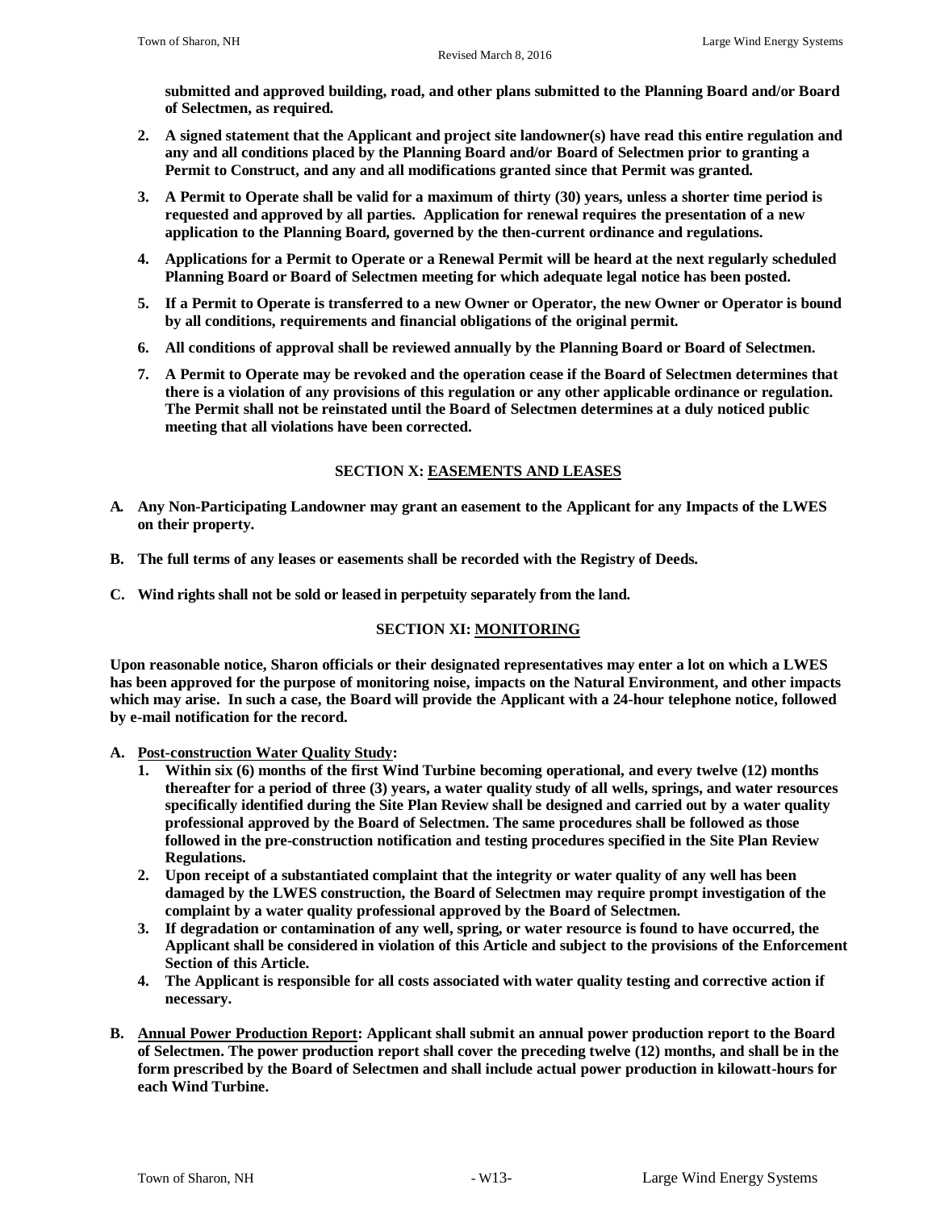**submitted and approved building, road, and other plans submitted to the Planning Board and/or Board of Selectmen, as required.**

2. **A signed statement that the Applicant and project site landowner(s) have read this entire regulation and any and all conditions placed by the Planning Board and/or Board of Selectmen prior to granting a Permit to Construct, and any and all modifications granted since that Permit was granted.**
3. **A Permit to Operate shall be valid for a maximum of thirty (30) years, unless a shorter time period is requested and approved by all parties. Application for renewal requires the presentation of a new application to the Planning Board, governed by the then-current ordinance and regulations.**
4. **Applications for a Permit to Operate or a Renewal Permit will be heard at the next regularly scheduled Planning Board or Board of Selectmen meeting for which adequate legal notice has been posted.**
5. **If a Permit to Operate is transferred to a new Owner or Operator, the new Owner or Operator is bound by all conditions, requirements and financial obligations of the original permit.**
6. **All conditions of approval shall be reviewed annually by the Planning Board or Board of Selectmen.**
7. **A Permit to Operate may be revoked and the operation cease if the Board of Selectmen determines that there is a violation of any provisions of this regulation or any other applicable ordinance or regulation. The Permit shall not be reinstated until the Board of Selectmen determines at a duly noticed public meeting that all violations have been corrected.**

## SECTION X: EASEMENTS AND LEASES

**A. Any Non-Participating Landowner may grant an easement to the Applicant for any Impacts of the LWES on their property.**

**B. The full terms of any leases or easements shall be recorded with the Registry of Deeds.**

**C. Wind rights shall not be sold or leased in perpetuity separately from the land.**

## SECTION XI: MONITORING

**Upon reasonable notice, Sharon officials or their designated representatives may enter a lot on which a LWES has been approved for the purpose of monitoring noise, impacts on the Natural Environment, and other impacts which may arise. In such a case, the Board will provide the Applicant with a 24-hour telephone notice, followed by e-mail notification for the record.**

**A. Post-construction Water Quality Study:**

1. **Within six (6) months of the first Wind Turbine becoming operational, and every twelve (12) months thereafter for a period of three (3) years, a water quality study of all wells, springs, and water resources specifically identified during the Site Plan Review shall be designed and carried out by a water quality professional approved by the Board of Selectmen. The same procedures shall be followed as those followed in the pre-construction notification and testing procedures specified in the Site Plan Review Regulations.**
2. **Upon receipt of a substantiated complaint that the integrity or water quality of any well has been damaged by the LWES construction, the Board of Selectmen may require prompt investigation of the complaint by a water quality professional approved by the Board of Selectmen.**
3. **If degradation or contamination of any well, spring, or water resource is found to have occurred, the Applicant shall be considered in violation of this Article and subject to the provisions of the Enforcement Section of this Article.**
4. **The Applicant is responsible for all costs associated with water quality testing and corrective action if necessary.**

**B. Annual Power Production Report: Applicant shall submit an annual power production report to the Board of Selectmen. The power production report shall cover the preceding twelve (12) months, and shall be in the form prescribed by the Board of Selectmen and shall include actual power production in kilowatt-hours for each Wind Turbine.**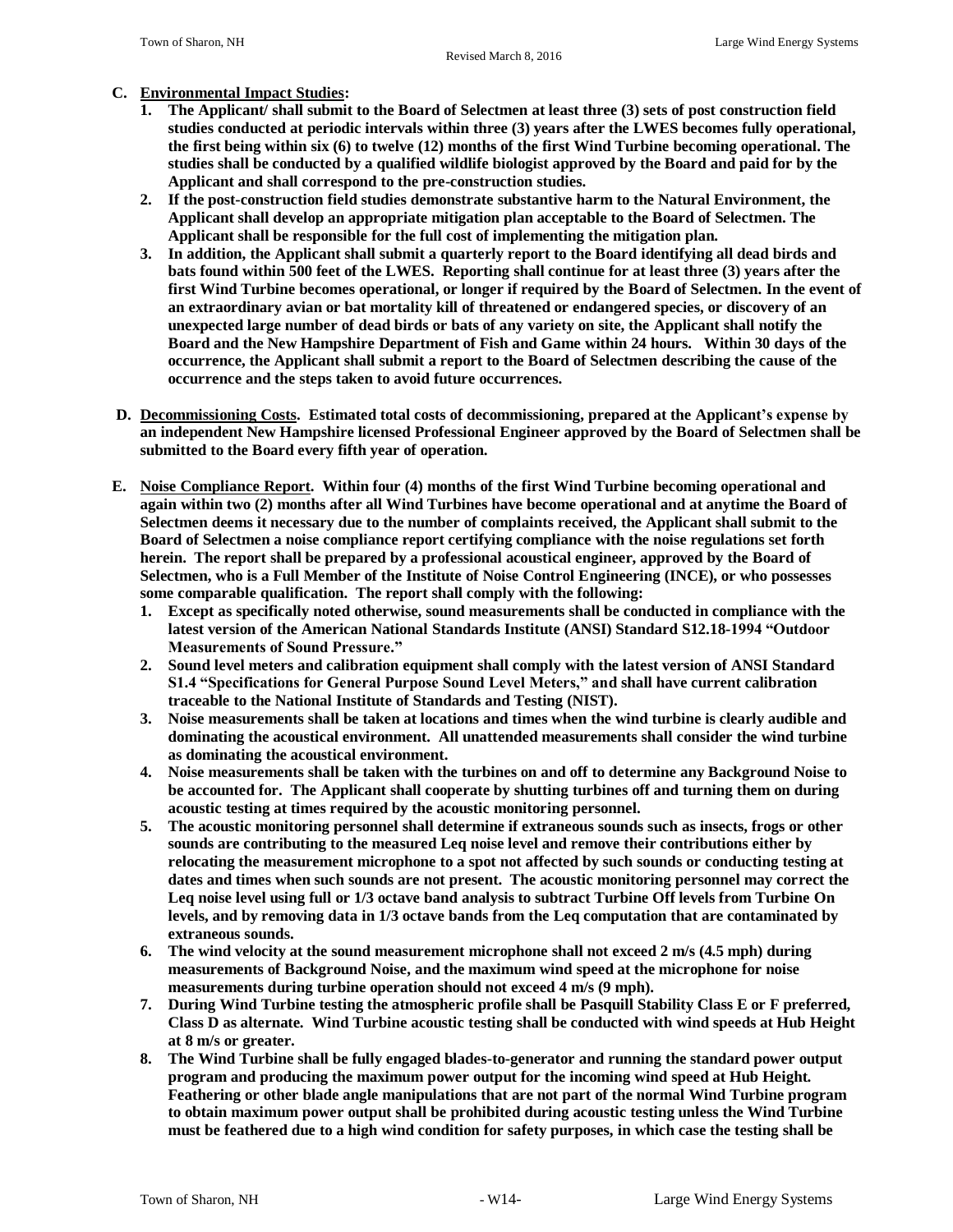**C. <u>Environmental Impact Studies</u>:**

1. **The Applicant/ shall submit to the Board of Selectmen at least three (3) sets of post construction field studies conducted at periodic intervals within three (3) years after the LWES becomes fully operational, the first being within six (6) to twelve (12) months of the first Wind Turbine becoming operational. The studies shall be conducted by a qualified wildlife biologist approved by the Board and paid for by the Applicant and shall correspond to the pre-construction studies.**
2. **If the post-construction field studies demonstrate substantive harm to the Natural Environment, the Applicant shall develop an appropriate mitigation plan acceptable to the Board of Selectmen. The Applicant shall be responsible for the full cost of implementing the mitigation plan.**
3. **In addition, the Applicant shall submit a quarterly report to the Board identifying all dead birds and bats found within 500 feet of the LWES. Reporting shall continue for at least three (3) years after the first Wind Turbine becomes operational, or longer if required by the Board of Selectmen. In the event of an extraordinary avian or bat mortality kill of threatened or endangered species, or discovery of an unexpected large number of dead birds or bats of any variety on site, the Applicant shall notify the Board and the New Hampshire Department of Fish and Game within 24 hours. Within 30 days of the occurrence, the Applicant shall submit a report to the Board of Selectmen describing the cause of the occurrence and the steps taken to avoid future occurrences.**

**D. <u>Decommissioning Costs</u>. Estimated total costs of decommissioning, prepared at the Applicant's expense by an independent New Hampshire licensed Professional Engineer approved by the Board of Selectmen shall be submitted to the Board every fifth year of operation.**

**E. <u>Noise Compliance Report</u>. Within four (4) months of the first Wind Turbine becoming operational and again within two (2) months after all Wind Turbines have become operational and at anytime the Board of Selectmen deems it necessary due to the number of complaints received, the Applicant shall submit to the Board of Selectmen a noise compliance report certifying compliance with the noise regulations set forth herein. The report shall be prepared by a professional acoustical engineer, approved by the Board of Selectmen, who is a Full Member of the Institute of Noise Control Engineering (INCE), or who possesses some comparable qualification. The report shall comply with the following:**

1. **Except as specifically noted otherwise, sound measurements shall be conducted in compliance with the latest version of the American National Standards Institute (ANSI) Standard S12.18-1994 "Outdoor Measurements of Sound Pressure."**
2. **Sound level meters and calibration equipment shall comply with the latest version of ANSI Standard S1.4 "Specifications for General Purpose Sound Level Meters," and shall have current calibration traceable to the National Institute of Standards and Testing (NIST).**
3. **Noise measurements shall be taken at locations and times when the wind turbine is clearly audible and dominating the acoustical environment. All unattended measurements shall consider the wind turbine as dominating the acoustical environment.**
4. **Noise measurements shall be taken with the turbines on and off to determine any Background Noise to be accounted for. The Applicant shall cooperate by shutting turbines off and turning them on during acoustic testing at times required by the acoustic monitoring personnel.**
5. **The acoustic monitoring personnel shall determine if extraneous sounds such as insects, frogs or other sounds are contributing to the measured Leq noise level and remove their contributions either by relocating the measurement microphone to a spot not affected by such sounds or conducting testing at dates and times when such sounds are not present. The acoustic monitoring personnel may correct the Leq noise level using full or 1/3 octave band analysis to subtract Turbine Off levels from Turbine On levels, and by removing data in 1/3 octave bands from the Leq computation that are contaminated by extraneous sounds.**
6. **The wind velocity at the sound measurement microphone shall not exceed 2 m/s (4.5 mph) during measurements of Background Noise, and the maximum wind speed at the microphone for noise measurements during turbine operation should not exceed 4 m/s (9 mph).**
7. **During Wind Turbine testing the atmospheric profile shall be Pasquill Stability Class E or F preferred, Class D as alternate. Wind Turbine acoustic testing shall be conducted with wind speeds at Hub Height at 8 m/s or greater.**
8. **The Wind Turbine shall be fully engaged blades-to-generator and running the standard power output program and producing the maximum power output for the incoming wind speed at Hub Height. Feathering or other blade angle manipulations that are not part of the normal Wind Turbine program to obtain maximum power output shall be prohibited during acoustic testing unless the Wind Turbine must be feathered due to a high wind condition for safety purposes, in which case the testing shall be**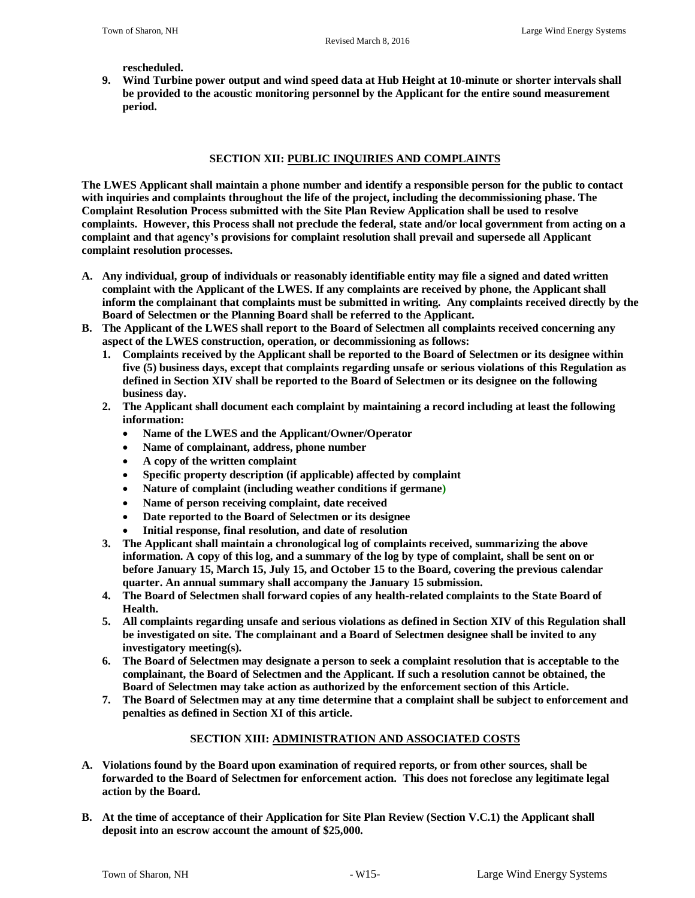**rescheduled.**

9. **Wind Turbine power output and wind speed data at Hub Height at 10-minute or shorter intervals shall be provided to the acoustic monitoring personnel by the Applicant for the entire sound measurement period.**

## SECTION XII: PUBLIC INQUIRIES AND COMPLAINTS

**The LWES Applicant shall maintain a phone number and identify a responsible person for the public to contact with inquiries and complaints throughout the life of the project, including the decommissioning phase. The Complaint Resolution Process submitted with the Site Plan Review Application shall be used to resolve complaints. However, this Process shall not preclude the federal, state and/or local government from acting on a complaint and that agency's provisions for complaint resolution shall prevail and supersede all Applicant complaint resolution processes.**

A. **Any individual, group of individuals or reasonably identifiable entity may file a signed and dated written complaint with the Applicant of the LWES. If any complaints are received by phone, the Applicant shall inform the complainant that complaints must be submitted in writing. Any complaints received directly by the Board of Selectmen or the Planning Board shall be referred to the Applicant.**
B. **The Applicant of the LWES shall report to the Board of Selectmen all complaints received concerning any aspect of the LWES construction, operation, or decommissioning as follows:**
   1. **Complaints received by the Applicant shall be reported to the Board of Selectmen or its designee within five (5) business days, except that complaints regarding unsafe or serious violations of this Regulation as defined in Section XIV shall be reported to the Board of Selectmen or its designee on the following business day.**
   2. **The Applicant shall document each complaint by maintaining a record including at least the following information:**
      - **Name of the LWES and the Applicant/Owner/Operator**
      - **Name of complainant, address, phone number**
      - **A copy of the written complaint**
      - **Specific property description (if applicable) affected by complaint**
      - **Nature of complaint (including weather conditions if germane)**
      - **Name of person receiving complaint, date received**
      - **Date reported to the Board of Selectmen or its designee**
      - **Initial response, final resolution, and date of resolution**
   3. **The Applicant shall maintain a chronological log of complaints received, summarizing the above information. A copy of this log, and a summary of the log by type of complaint, shall be sent on or before January 15, March 15, July 15, and October 15 to the Board, covering the previous calendar quarter. An annual summary shall accompany the January 15 submission.**
   4. **The Board of Selectmen shall forward copies of any health-related complaints to the State Board of Health.**
   5. **All complaints regarding unsafe and serious violations as defined in Section XIV of this Regulation shall be investigated on site. The complainant and a Board of Selectmen designee shall be invited to any investigatory meeting(s).**
   6. **The Board of Selectmen may designate a person to seek a complaint resolution that is acceptable to the complainant, the Board of Selectmen and the Applicant. If such a resolution cannot be obtained, the Board of Selectmen may take action as authorized by the enforcement section of this Article.**
   7. **The Board of Selectmen may at any time determine that a complaint shall be subject to enforcement and penalties as defined in Section XI of this article.**

## SECTION XIII: ADMINISTRATION AND ASSOCIATED COSTS

A. **Violations found by the Board upon examination of required reports, or from other sources, shall be forwarded to the Board of Selectmen for enforcement action. This does not foreclose any legitimate legal action by the Board.**

B. **At the time of acceptance of their Application for Site Plan Review (Section V.C.1) the Applicant shall deposit into an escrow account the amount of $25,000.**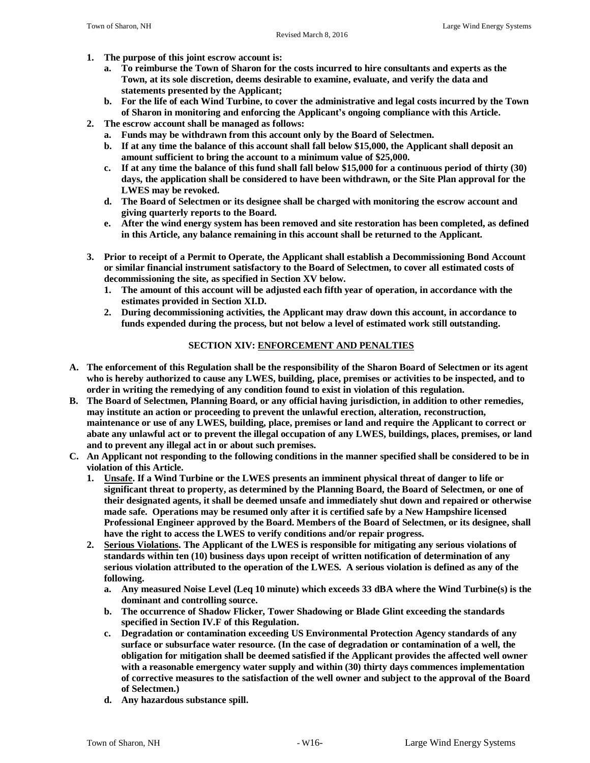1. **The purpose of this joint escrow account is:**
   a. **To reimburse the Town of Sharon for the costs incurred to hire consultants and experts as the Town, at its sole discretion, deems desirable to examine, evaluate, and verify the data and statements presented by the Applicant;**
   b. **For the life of each Wind Turbine, to cover the administrative and legal costs incurred by the Town of Sharon in monitoring and enforcing the Applicant's ongoing compliance with this Article.**
2. **The escrow account shall be managed as follows:**
   a. **Funds may be withdrawn from this account only by the Board of Selectmen.**
   b. **If at any time the balance of this account shall fall below $15,000, the Applicant shall deposit an amount sufficient to bring the account to a minimum value of $25,000.**
   c. **If at any time the balance of this fund shall fall below $15,000 for a continuous period of thirty (30) days, the application shall be considered to have been withdrawn, or the Site Plan approval for the LWES may be revoked.**
   d. **The Board of Selectmen or its designee shall be charged with monitoring the escrow account and giving quarterly reports to the Board.**
   e. **After the wind energy system has been removed and site restoration has been completed, as defined in this Article, any balance remaining in this account shall be returned to the Applicant.**
3. **Prior to receipt of a Permit to Operate, the Applicant shall establish a Decommissioning Bond Account or similar financial instrument satisfactory to the Board of Selectmen, to cover all estimated costs of decommissioning the site, as specified in Section XV below.**
   1. **The amount of this account will be adjusted each fifth year of operation, in accordance with the estimates provided in Section XI.D.**
   2. **During decommissioning activities, the Applicant may draw down this account, in accordance to funds expended during the process, but not below a level of estimated work still outstanding.**

## SECTION XIV: ENFORCEMENT AND PENALTIES

A. **The enforcement of this Regulation shall be the responsibility of the Sharon Board of Selectmen or its agent who is hereby authorized to cause any LWES, building, place, premises or activities to be inspected, and to order in writing the remedying of any condition found to exist in violation of this regulation.**

B. **The Board of Selectmen, Planning Board, or any official having jurisdiction, in addition to other remedies, may institute an action or proceeding to prevent the unlawful erection, alteration, reconstruction, maintenance or use of any LWES, building, place, premises or land and require the Applicant to correct or abate any unlawful act or to prevent the illegal occupation of any LWES, buildings, places, premises, or land and to prevent any illegal act in or about such premises.**

C. **An Applicant not responding to the following conditions in the manner specified shall be considered to be in violation of this Article.**
   1. **Unsafe. If a Wind Turbine or the LWES presents an imminent physical threat of danger to life or significant threat to property, as determined by the Planning Board, the Board of Selectmen, or one of their designated agents, it shall be deemed unsafe and immediately shut down and repaired or otherwise made safe. Operations may be resumed only after it is certified safe by a New Hampshire licensed Professional Engineer approved by the Board. Members of the Board of Selectmen, or its designee, shall have the right to access the LWES to verify conditions and/or repair progress.**
   2. **Serious Violations. The Applicant of the LWES is responsible for mitigating any serious violations of standards within ten (10) business days upon receipt of written notification of determination of any serious violation attributed to the operation of the LWES. A serious violation is defined as any of the following.**
      a. **Any measured Noise Level (Leq 10 minute) which exceeds 33 dBA where the Wind Turbine(s) is the dominant and controlling source.**
      b. **The occurrence of Shadow Flicker, Tower Shadowing or Blade Glint exceeding the standards specified in Section IV.F of this Regulation.**
      c. **Degradation or contamination exceeding US Environmental Protection Agency standards of any surface or subsurface water resource. (In the case of degradation or contamination of a well, the obligation for mitigation shall be deemed satisfied if the Applicant provides the affected well owner with a reasonable emergency water supply and within (30) thirty days commences implementation of corrective measures to the satisfaction of the well owner and subject to the approval of the Board of Selectmen.)**
      d. **Any hazardous substance spill.**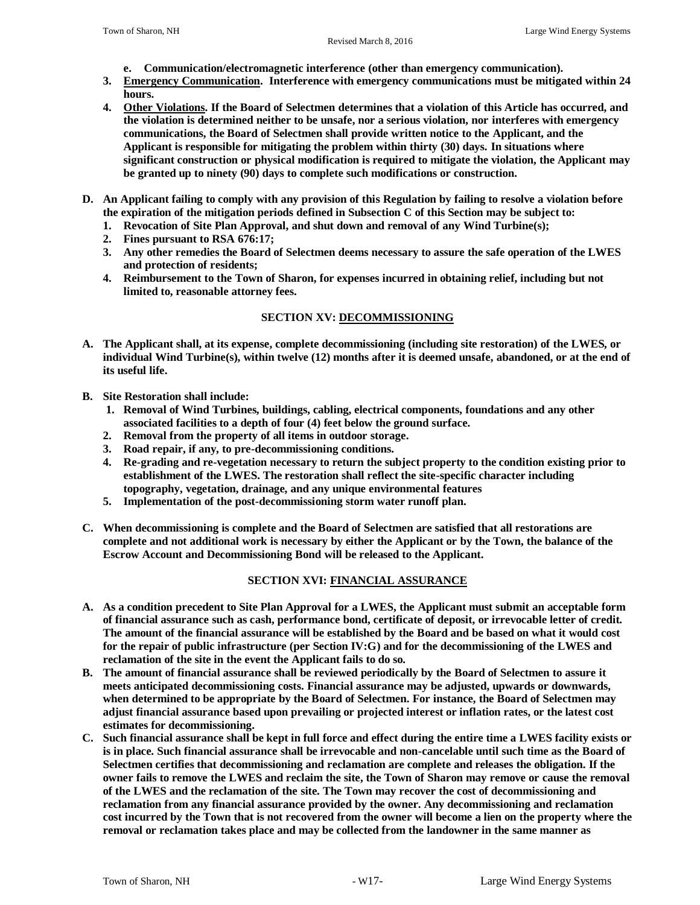**e. Communication/electromagnetic interference (other than emergency communication).**

**3. <u>Emergency Communication</u>. Interference with emergency communications must be mitigated within 24 hours.**

**4. <u>Other Violations</u>. If the Board of Selectmen determines that a violation of this Article has occurred, and the violation is determined neither to be unsafe, nor a serious violation, nor interferes with emergency communications, the Board of Selectmen shall provide written notice to the Applicant, and the Applicant is responsible for mitigating the problem within thirty (30) days. In situations where significant construction or physical modification is required to mitigate the violation, the Applicant may be granted up to ninety (90) days to complete such modifications or construction.**

**D. An Applicant failing to comply with any provision of this Regulation by failing to resolve a violation before the expiration of the mitigation periods defined in Subsection C of this Section may be subject to:**

1. **Revocation of Site Plan Approval, and shut down and removal of any Wind Turbine(s);**
2. **Fines pursuant to RSA 676:17;**
3. **Any other remedies the Board of Selectmen deems necessary to assure the safe operation of the LWES and protection of residents;**
4. **Reimbursement to the Town of Sharon, for expenses incurred in obtaining relief, including but not limited to, reasonable attorney fees.**

## SECTION XV: <u>DECOMMISSIONING</u>

**A. The Applicant shall, at its expense, complete decommissioning (including site restoration) of the LWES, or individual Wind Turbine(s), within twelve (12) months after it is deemed unsafe, abandoned, or at the end of its useful life.**

**B. Site Restoration shall include:**

1. **Removal of Wind Turbines, buildings, cabling, electrical components, foundations and any other associated facilities to a depth of four (4) feet below the ground surface.**
2. **Removal from the property of all items in outdoor storage.**
3. **Road repair, if any, to pre-decommissioning conditions.**
4. **Re-grading and re-vegetation necessary to return the subject property to the condition existing prior to establishment of the LWES. The restoration shall reflect the site-specific character including topography, vegetation, drainage, and any unique environmental features**
5. **Implementation of the post-decommissioning storm water runoff plan.**

**C. When decommissioning is complete and the Board of Selectmen are satisfied that all restorations are complete and not additional work is necessary by either the Applicant or by the Town, the balance of the Escrow Account and Decommissioning Bond will be released to the Applicant.**

## SECTION XVI: <u>FINANCIAL ASSURANCE</u>

**A. As a condition precedent to Site Plan Approval for a LWES, the Applicant must submit an acceptable form of financial assurance such as cash, performance bond, certificate of deposit, or irrevocable letter of credit. The amount of the financial assurance will be established by the Board and be based on what it would cost for the repair of public infrastructure (per Section IV:G) and for the decommissioning of the LWES and reclamation of the site in the event the Applicant fails to do so.**

**B. The amount of financial assurance shall be reviewed periodically by the Board of Selectmen to assure it meets anticipated decommissioning costs. Financial assurance may be adjusted, upwards or downwards, when determined to be appropriate by the Board of Selectmen. For instance, the Board of Selectmen may adjust financial assurance based upon prevailing or projected interest or inflation rates, or the latest cost estimates for decommissioning.**

**C. Such financial assurance shall be kept in full force and effect during the entire time a LWES facility exists or is in place. Such financial assurance shall be irrevocable and non-cancelable until such time as the Board of Selectmen certifies that decommissioning and reclamation are complete and releases the obligation. If the owner fails to remove the LWES and reclaim the site, the Town of Sharon may remove or cause the removal of the LWES and the reclamation of the site. The Town may recover the cost of decommissioning and reclamation from any financial assurance provided by the owner. Any decommissioning and reclamation cost incurred by the Town that is not recovered from the owner will become a lien on the property where the removal or reclamation takes place and may be collected from the landowner in the same manner as**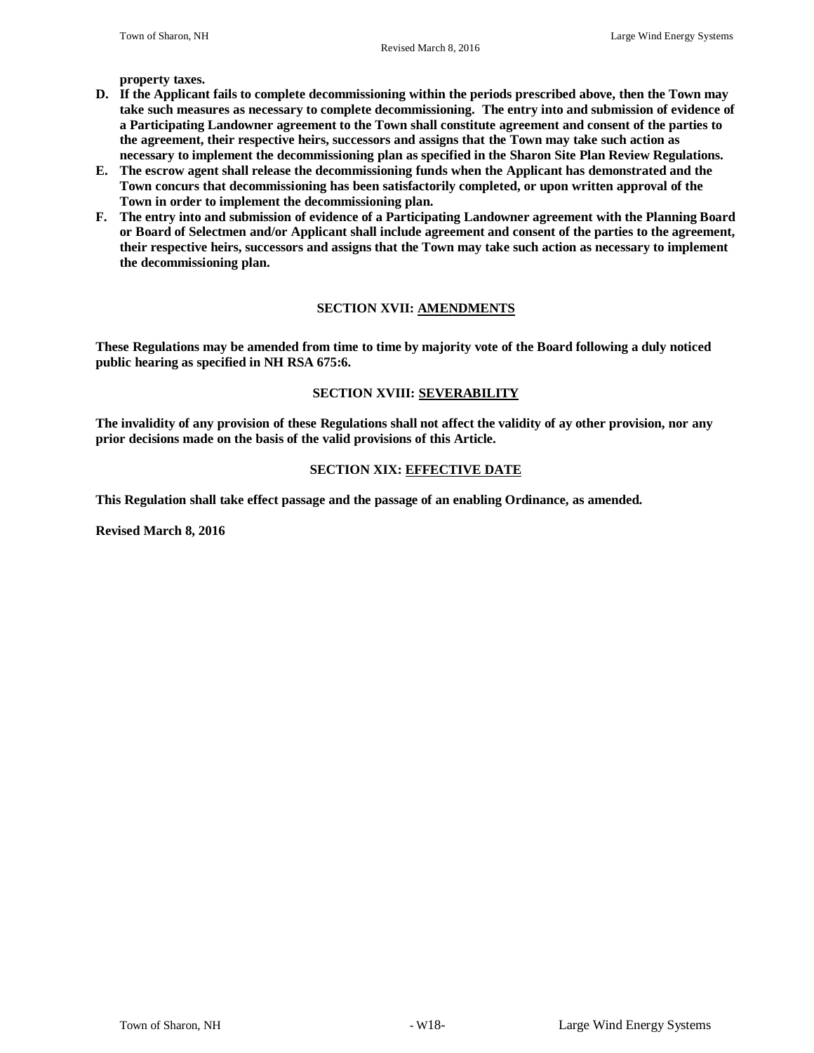**property taxes.**

**D. If the Applicant fails to complete decommissioning within the periods prescribed above, then the Town may take such measures as necessary to complete decommissioning. The entry into and submission of evidence of a Participating Landowner agreement to the Town shall constitute agreement and consent of the parties to the agreement, their respective heirs, successors and assigns that the Town may take such action as necessary to implement the decommissioning plan as specified in the Sharon Site Plan Review Regulations.**

**E. The escrow agent shall release the decommissioning funds when the Applicant has demonstrated and the Town concurs that decommissioning has been satisfactorily completed, or upon written approval of the Town in order to implement the decommissioning plan.**

**F. The entry into and submission of evidence of a Participating Landowner agreement with the Planning Board or Board of Selectmen and/or Applicant shall include agreement and consent of the parties to the agreement, their respective heirs, successors and assigns that the Town may take such action as necessary to implement the decommissioning plan.**

## SECTION XVII: AMENDMENTS

**These Regulations may be amended from time to time by majority vote of the Board following a duly noticed public hearing as specified in NH RSA 675:6.**

## SECTION XVIII: SEVERABILITY

**The invalidity of any provision of these Regulations shall not affect the validity of ay other provision, nor any prior decisions made on the basis of the valid provisions of this Article.**

## SECTION XIX: EFFECTIVE DATE

**This Regulation shall take effect passage and the passage of an enabling Ordinance, as amended.**

**Revised March 8, 2016**